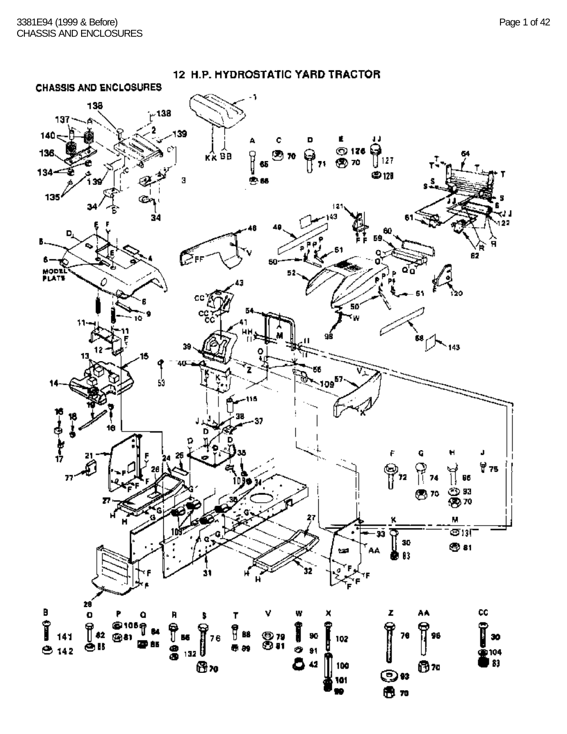# 12 H.P. HYDROSTATIC YARD TRACTOR

## CHASSIS AND ENCLOSURES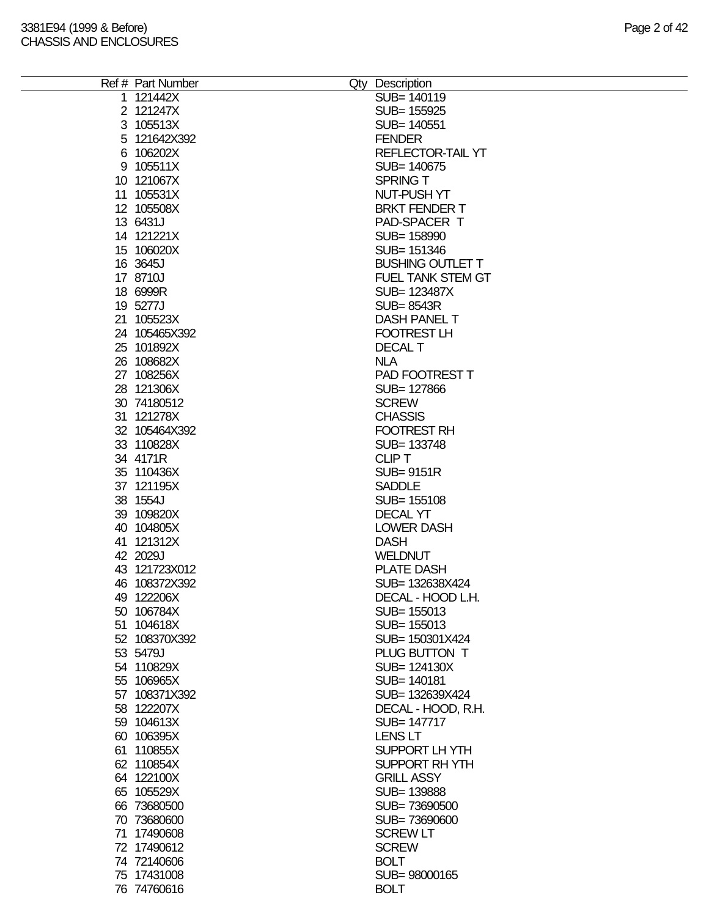| Ref # | Part Number | Qty | Description |
|---|---|---|---|
| 1 | 121442X | | SUB= 140119 |
| 2 | 121247X | | SUB= 155925 |
| 3 | 105513X | | SUB= 140551 |
| 5 | 121642X392 | | FENDER |
| 6 | 106202X | | REFLECTOR-TAIL YT |
| 9 | 105511X | | SUB= 140675 |
| 10 | 121067X | | SPRING T |
| 11 | 105531X | | NUT-PUSH YT |
| 12 | 105508X | | BRKT FENDER T |
| 13 | 6431J | | PAD-SPACER T |
| 14 | 121221X | | SUB= 158990 |
| 15 | 106020X | | SUB= 151346 |
| 16 | 3645J | | BUSHING OUTLET T |
| 17 | 8710J | | FUEL TANK STEM GT |
| 18 | 6999R | | SUB= 123487X |
| 19 | 5277J | | SUB= 8543R |
| 21 | 105523X | | DASH PANEL T |
| 24 | 105465X392 | | FOOTREST LH |
| 25 | 101892X | | DECAL T |
| 26 | 108682X | | NLA |
| 27 | 108256X | | PAD FOOTREST T |
| 28 | 121306X | | SUB= 127866 |
| 30 | 74180512 | | SCREW |
| 31 | 121278X | | CHASSIS |
| 32 | 105464X392 | | FOOTREST RH |
| 33 | 110828X | | SUB= 133748 |
| 34 | 4171R | | CLIP T |
| 35 | 110436X | | SUB= 9151R |
| 37 | 121195X | | SADDLE |
| 38 | 1554J | | SUB= 155108 |
| 39 | 109820X | | DECAL YT |
| 40 | 104805X | | LOWER DASH |
| 41 | 121312X | | DASH |
| 42 | 2029J | | WELDNUT |
| 43 | 121723X012 | | PLATE DASH |
| 46 | 108372X392 | | SUB= 132638X424 |
| 49 | 122206X | | DECAL - HOOD L.H. |
| 50 | 106784X | | SUB= 155013 |
| 51 | 104618X | | SUB= 155013 |
| 52 | 108370X392 | | SUB= 150301X424 |
| 53 | 5479J | | PLUG BUTTON T |
| 54 | 110829X | | SUB= 124130X |
| 55 | 106965X | | SUB= 140181 |
| 57 | 108371X392 | | SUB= 132639X424 |
| 58 | 122207X | | DECAL - HOOD, R.H. |
| 59 | 104613X | | SUB= 147717 |
| 60 | 106395X | | LENS LT |
| 61 | 110855X | | SUPPORT LH YTH |
| 62 | 110854X | | SUPPORT RH YTH |
| 64 | 122100X | | GRILL ASSY |
| 65 | 105529X | | SUB= 139888 |
| 66 | 73680500 | | SUB= 73690500 |
| 70 | 73680600 | | SUB= 73690600 |
| 71 | 17490608 | | SCREW LT |
| 72 | 17490612 | | SCREW |
| 74 | 72140606 | | BOLT |
| 75 | 17431008 | | SUB= 98000165 |
| 76 | 74760616 | | BOLT |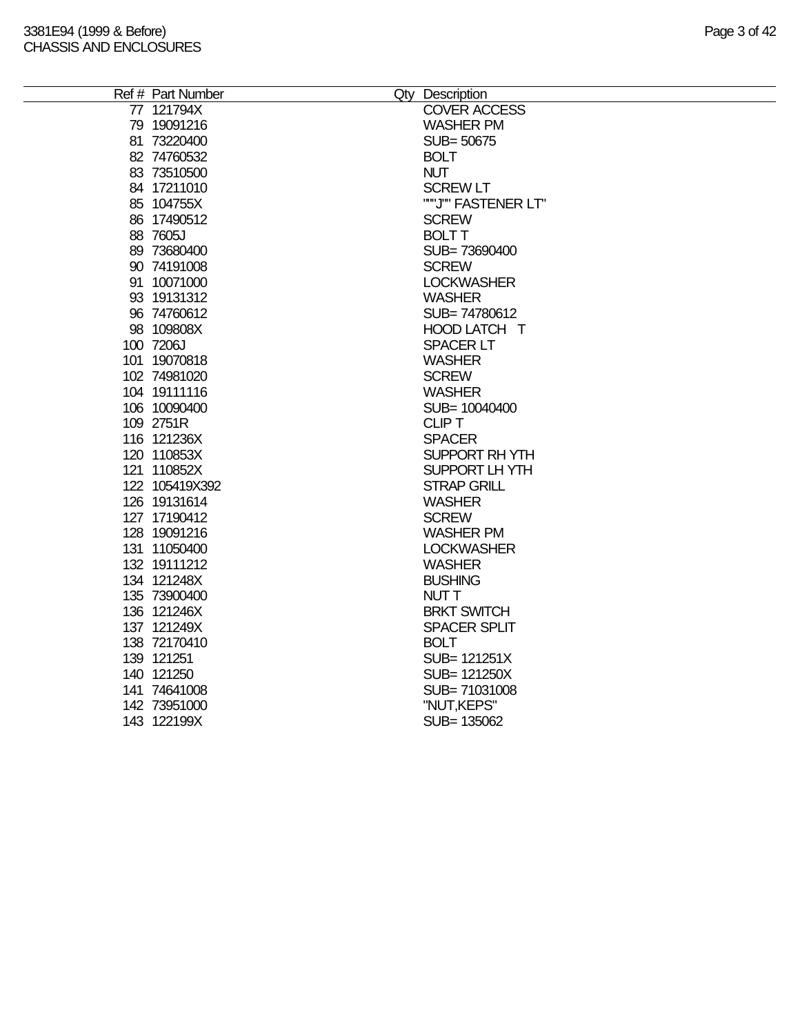| Ref # | Part Number | Qty | Description |
|---|---|---|---|
| 77 | 121794X | | COVER ACCESS |
| 79 | 19091216 | | WASHER PM |
| 81 | 73220400 | | SUB= 50675 |
| 82 | 74760532 | | BOLT |
| 83 | 73510500 | | NUT |
| 84 | 17211010 | | SCREW LT |
| 85 | 104755X | | """J"" FASTENER LT" |
| 86 | 17490512 | | SCREW |
| 88 | 7605J | | BOLT T |
| 89 | 73680400 | | SUB= 73690400 |
| 90 | 74191008 | | SCREW |
| 91 | 10071000 | | LOCKWASHER |
| 93 | 19131312 | | WASHER |
| 96 | 74760612 | | SUB= 74780612 |
| 98 | 109808X | | HOOD LATCH T |
| 100 | 7206J | | SPACER LT |
| 101 | 19070818 | | WASHER |
| 102 | 74981020 | | SCREW |
| 104 | 19111116 | | WASHER |
| 106 | 10090400 | | SUB= 10040400 |
| 109 | 2751R | | CLIP T |
| 116 | 121236X | | SPACER |
| 120 | 110853X | | SUPPORT RH YTH |
| 121 | 110852X | | SUPPORT LH YTH |
| 122 | 105419X392 | | STRAP GRILL |
| 126 | 19131614 | | WASHER |
| 127 | 17190412 | | SCREW |
| 128 | 19091216 | | WASHER PM |
| 131 | 11050400 | | LOCKWASHER |
| 132 | 19111212 | | WASHER |
| 134 | 121248X | | BUSHING |
| 135 | 73900400 | | NUT T |
| 136 | 121246X | | BRKT SWITCH |
| 137 | 121249X | | SPACER SPLIT |
| 138 | 72170410 | | BOLT |
| 139 | 121251 | | SUB= 121251X |
| 140 | 121250 | | SUB= 121250X |
| 141 | 74641008 | | SUB= 71031008 |
| 142 | 73951000 | | "NUT,KEPS" |
| 143 | 122199X | | SUB= 135062 |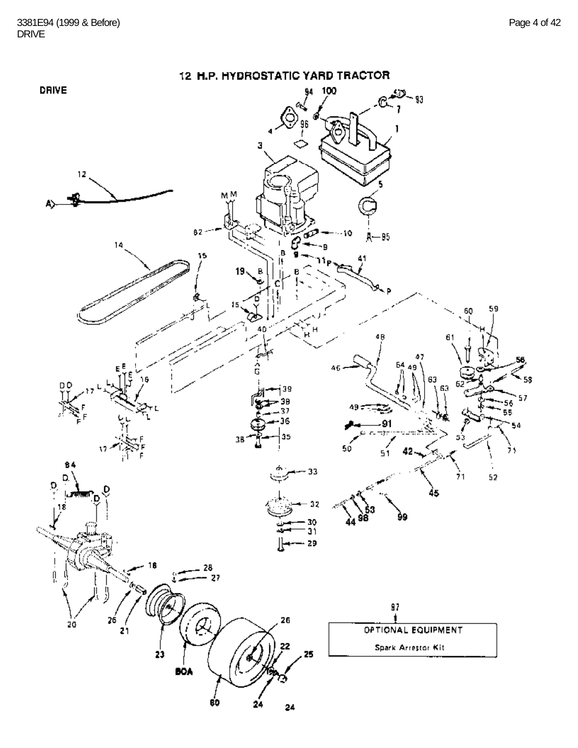# 12 H.P. HYDROSTATIC YARD TRACTOR

## DRIVE

OPTIONAL EQUIPMENT

Spark Arrestor Kit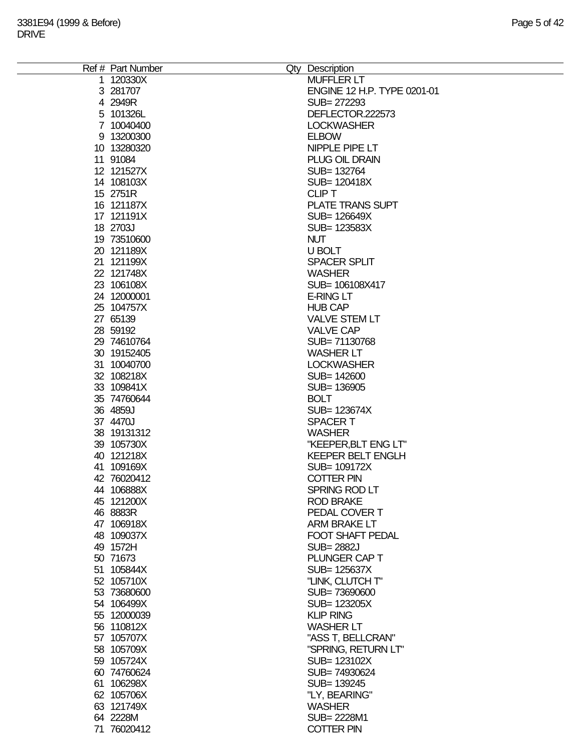3381E94 (1999 & Before)
DRIVE

| Ref # | Part Number | Qty | Description |
|---|---|---|---|
| 1 | 120330X | | MUFFLER LT |
| 3 | 281707 | | ENGINE 12 H.P. TYPE 0201-01 |
| 4 | 2949R | | SUB= 272293 |
| 5 | 101326L | | DEFLECTOR.222573 |
| 7 | 10040400 | | LOCKWASHER |
| 9 | 13200300 | | ELBOW |
| 10 | 13280320 | | NIPPLE PIPE LT |
| 11 | 91084 | | PLUG OIL DRAIN |
| 12 | 121527X | | SUB= 132764 |
| 14 | 108103X | | SUB= 120418X |
| 15 | 2751R | | CLIP T |
| 16 | 121187X | | PLATE TRANS SUPT |
| 17 | 121191X | | SUB= 126649X |
| 18 | 2703J | | SUB= 123583X |
| 19 | 73510600 | | NUT |
| 20 | 121189X | | U BOLT |
| 21 | 121199X | | SPACER SPLIT |
| 22 | 121748X | | WASHER |
| 23 | 106108X | | SUB= 106108X417 |
| 24 | 12000001 | | E-RING LT |
| 25 | 104757X | | HUB CAP |
| 27 | 65139 | | VALVE STEM LT |
| 28 | 59192 | | VALVE CAP |
| 29 | 74610764 | | SUB= 71130768 |
| 30 | 19152405 | | WASHER LT |
| 31 | 10040700 | | LOCKWASHER |
| 32 | 108218X | | SUB= 142600 |
| 33 | 109841X | | SUB= 136905 |
| 35 | 74760644 | | BOLT |
| 36 | 4859J | | SUB= 123674X |
| 37 | 4470J | | SPACER T |
| 38 | 19131312 | | WASHER |
| 39 | 105730X | | "KEEPER,BLT ENG LT" |
| 40 | 121218X | | KEEPER BELT ENGLH |
| 41 | 109169X | | SUB= 109172X |
| 42 | 76020412 | | COTTER PIN |
| 44 | 106888X | | SPRING ROD LT |
| 45 | 121200X | | ROD BRAKE |
| 46 | 8883R | | PEDAL COVER T |
| 47 | 106918X | | ARM BRAKE LT |
| 48 | 109037X | | FOOT SHAFT PEDAL |
| 49 | 1572H | | SUB= 2882J |
| 50 | 71673 | | PLUNGER CAP T |
| 51 | 105844X | | SUB= 125637X |
| 52 | 105710X | | "LINK, CLUTCH T" |
| 53 | 73680600 | | SUB= 73690600 |
| 54 | 106499X | | SUB= 123205X |
| 55 | 12000039 | | KLIP RING |
| 56 | 110812X | | WASHER LT |
| 57 | 105707X | | "ASS T, BELLCRAN" |
| 58 | 105709X | | "SPRING, RETURN LT" |
| 59 | 105724X | | SUB= 123102X |
| 60 | 74760624 | | SUB= 74930624 |
| 61 | 106298X | | SUB= 139245 |
| 62 | 105706X | | "LY, BEARING" |
| 63 | 121749X | | WASHER |
| 64 | 2228M | | SUB= 2228M1 |
| 71 | 76020412 | | COTTER PIN |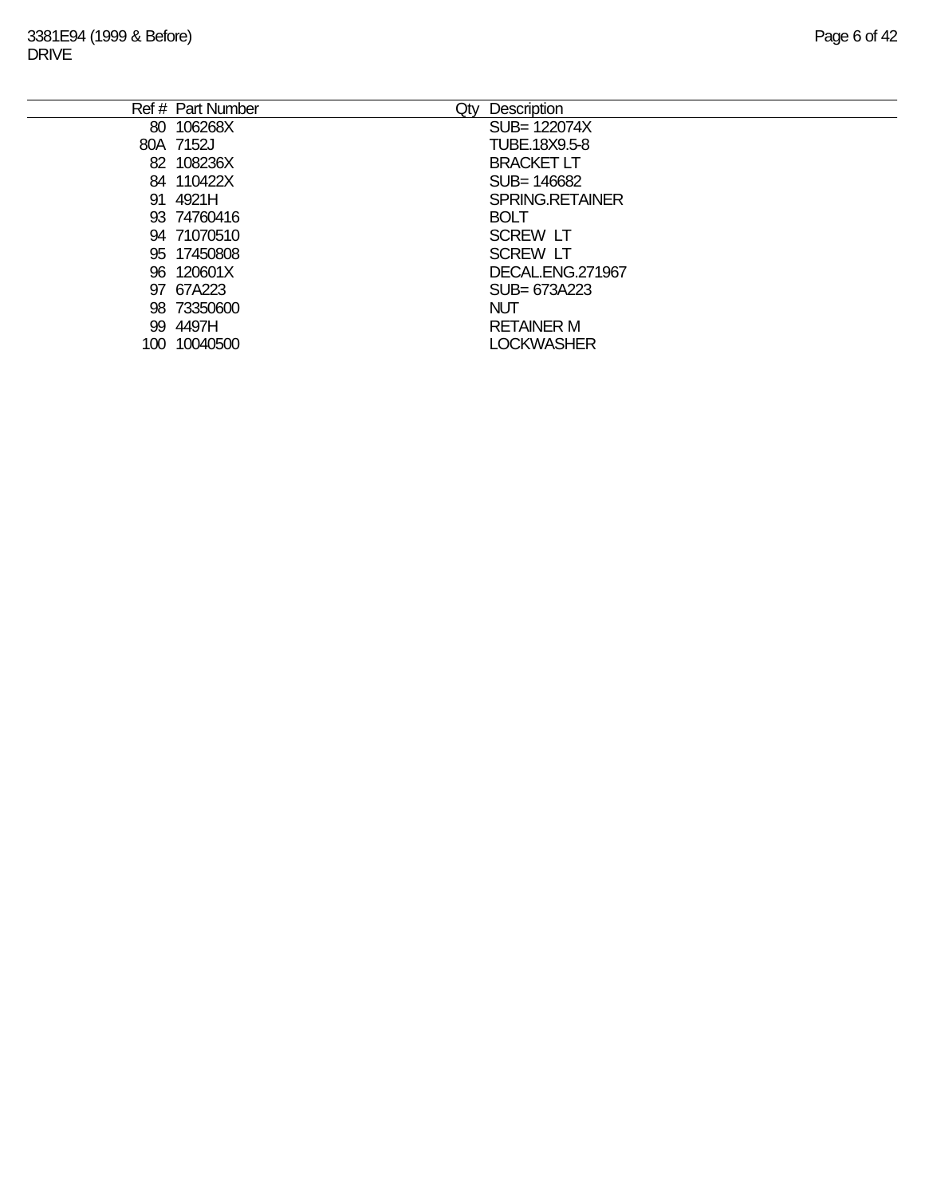| Ref # | Part Number | Qty | Description |
|---|---|---|---|
| 80 | 106268X | | SUB= 122074X |
| 80A | 7152J | | TUBE.18X9.5-8 |
| 82 | 108236X | | BRACKET LT |
| 84 | 110422X | | SUB= 146682 |
| 91 | 4921H | | SPRING.RETAINER |
| 93 | 74760416 | | BOLT |
| 94 | 71070510 | | SCREW LT |
| 95 | 17450808 | | SCREW LT |
| 96 | 120601X | | DECAL.ENG.271967 |
| 97 | 67A223 | | SUB= 673A223 |
| 98 | 73350600 | | NUT |
| 99 | 4497H | | RETAINER M |
| 100 | 10040500 | | LOCKWASHER |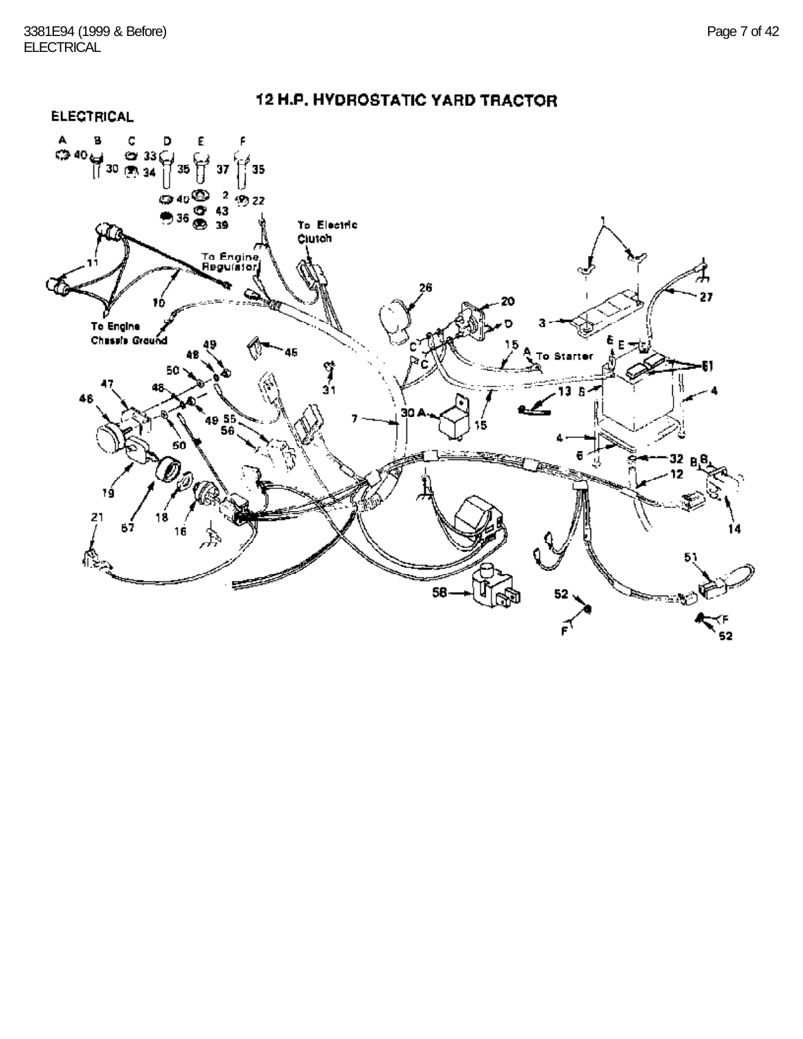# 12 H.P. HYDROSTATIC YARD TRACTOR

## ELECTRICAL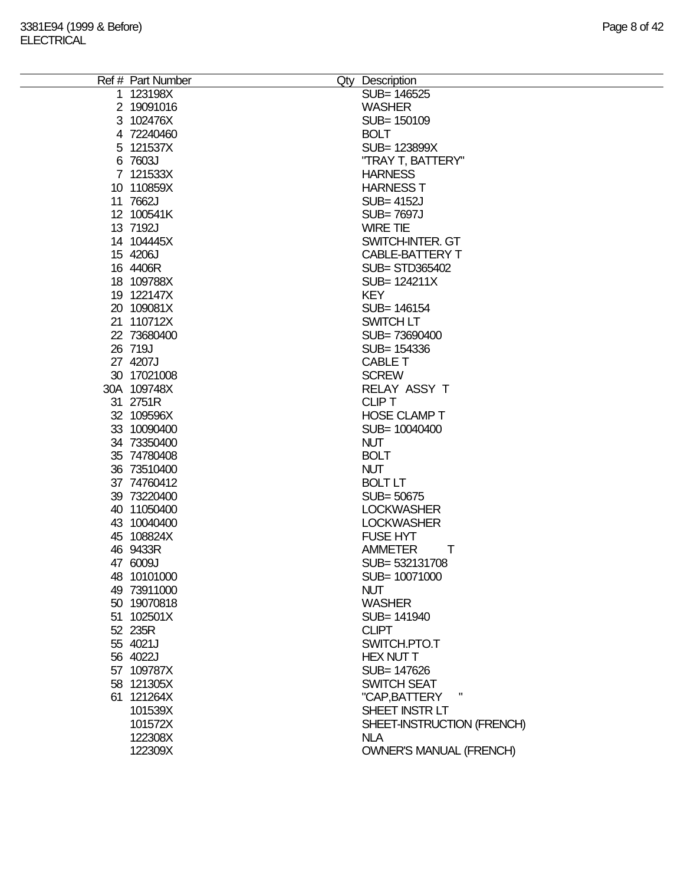| Ref # | Part Number | Qty | Description |
|---|---|---|---|
| 1 | 123198X | | SUB= 146525 |
| 2 | 19091016 | | WASHER |
| 3 | 102476X | | SUB= 150109 |
| 4 | 72240460 | | BOLT |
| 5 | 121537X | | SUB= 123899X |
| 6 | 7603J | | "TRAY T, BATTERY" |
| 7 | 121533X | | HARNESS |
| 10 | 110859X | | HARNESS T |
| 11 | 7662J | | SUB= 4152J |
| 12 | 100541K | | SUB= 7697J |
| 13 | 7192J | | WIRE TIE |
| 14 | 104445X | | SWITCH-INTER. GT |
| 15 | 4206J | | CABLE-BATTERY T |
| 16 | 4406R | | SUB= STD365402 |
| 18 | 109788X | | SUB= 124211X |
| 19 | 122147X | | KEY |
| 20 | 109081X | | SUB= 146154 |
| 21 | 110712X | | SWITCH LT |
| 22 | 73680400 | | SUB= 73690400 |
| 26 | 719J | | SUB= 154336 |
| 27 | 4207J | | CABLE T |
| 30 | 17021008 | | SCREW |
| 30A | 109748X | | RELAY ASSY T |
| 31 | 2751R | | CLIP T |
| 32 | 109596X | | HOSE CLAMP T |
| 33 | 10090400 | | SUB= 10040400 |
| 34 | 73350400 | | NUT |
| 35 | 74780408 | | BOLT |
| 36 | 73510400 | | NUT |
| 37 | 74760412 | | BOLT LT |
| 39 | 73220400 | | SUB= 50675 |
| 40 | 11050400 | | LOCKWASHER |
| 43 | 10040400 | | LOCKWASHER |
| 45 | 108824X | | FUSE HYT |
| 46 | 9433R | | AMMETER T |
| 47 | 6009J | | SUB= 532131708 |
| 48 | 10101000 | | SUB= 10071000 |
| 49 | 73911000 | | NUT |
| 50 | 19070818 | | WASHER |
| 51 | 102501X | | SUB= 141940 |
| 52 | 235R | | CLIPT |
| 55 | 4021J | | SWITCH.PTO.T |
| 56 | 4022J | | HEX NUT T |
| 57 | 109787X | | SUB= 147626 |
| 58 | 121305X | | SWITCH SEAT |
| 61 | 121264X | | "CAP,BATTERY " |
| | 101539X | | SHEET INSTR LT |
| | 101572X | | SHEET-INSTRUCTION (FRENCH) |
| | 122308X | | NLA |
| | 122309X | | OWNER'S MANUAL (FRENCH) |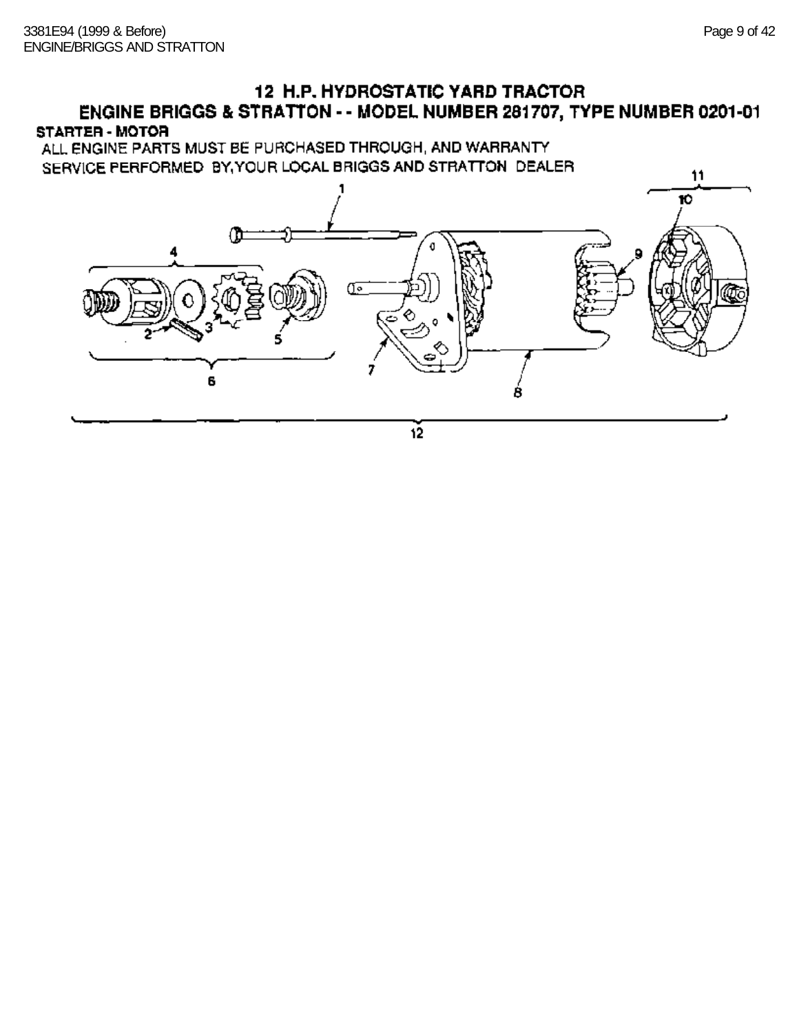# 12 H.P. HYDROSTATIC YARD TRACTOR

## ENGINE BRIGGS & STRATTON - - MODEL NUMBER 281707, TYPE NUMBER 0201-01

### STARTER - MOTOR

ALL ENGINE PARTS MUST BE PURCHASED THROUGH, AND WARRANTY SERVICE PERFORMED BY,YOUR LOCAL BRIGGS AND STRATTON DEALER

1 2 3 4 5 6 7 8 9 10 11 12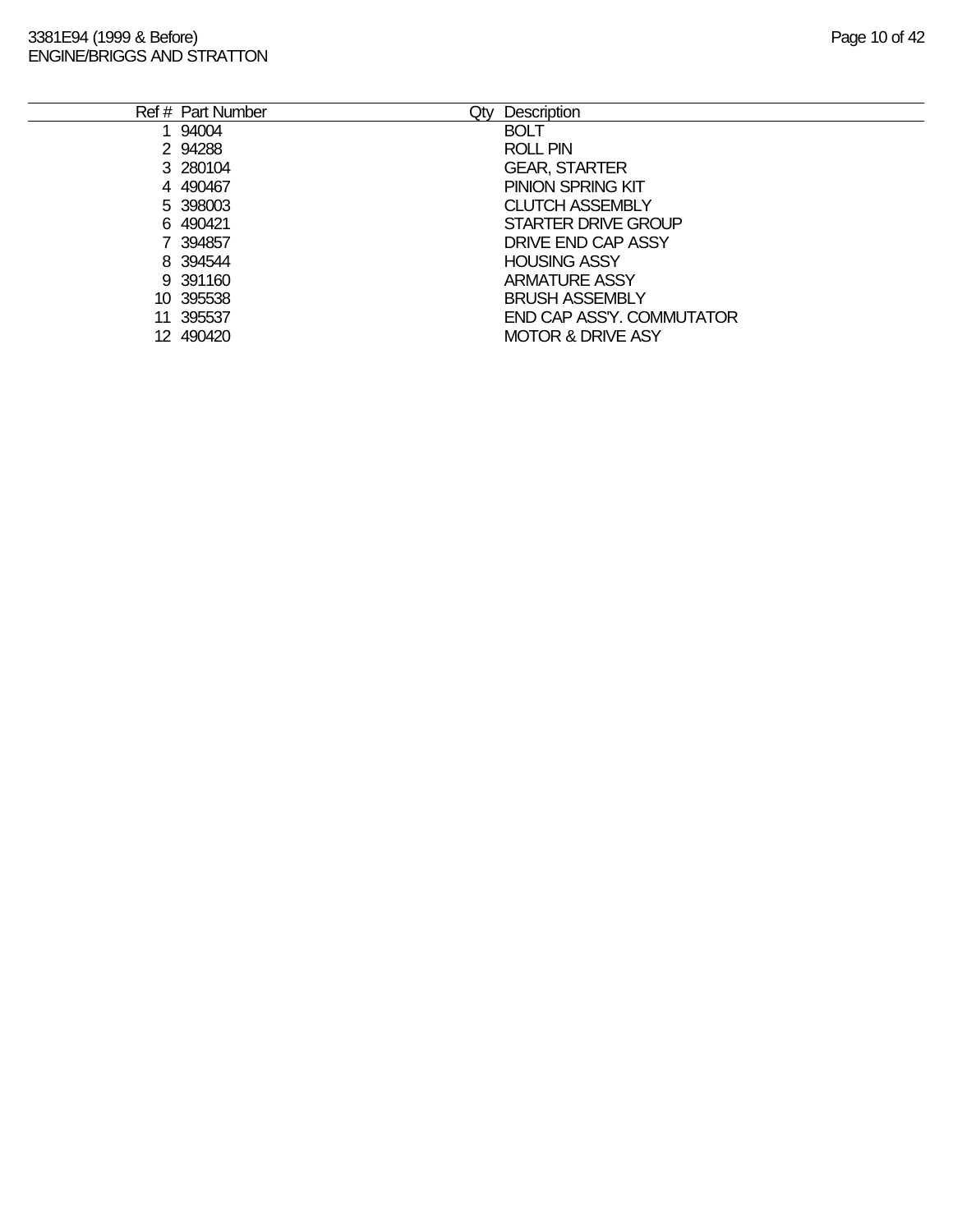| Ref # | Part Number | Qty | Description |
|---|---|---|---|
| 1 | 94004 | | BOLT |
| 2 | 94288 | | ROLL PIN |
| 3 | 280104 | | GEAR, STARTER |
| 4 | 490467 | | PINION SPRING KIT |
| 5 | 398003 | | CLUTCH ASSEMBLY |
| 6 | 490421 | | STARTER DRIVE GROUP |
| 7 | 394857 | | DRIVE END CAP ASSY |
| 8 | 394544 | | HOUSING ASSY |
| 9 | 391160 | | ARMATURE ASSY |
| 10 | 395538 | | BRUSH ASSEMBLY |
| 11 | 395537 | | END CAP ASS'Y. COMMUTATOR |
| 12 | 490420 | | MOTOR & DRIVE ASY |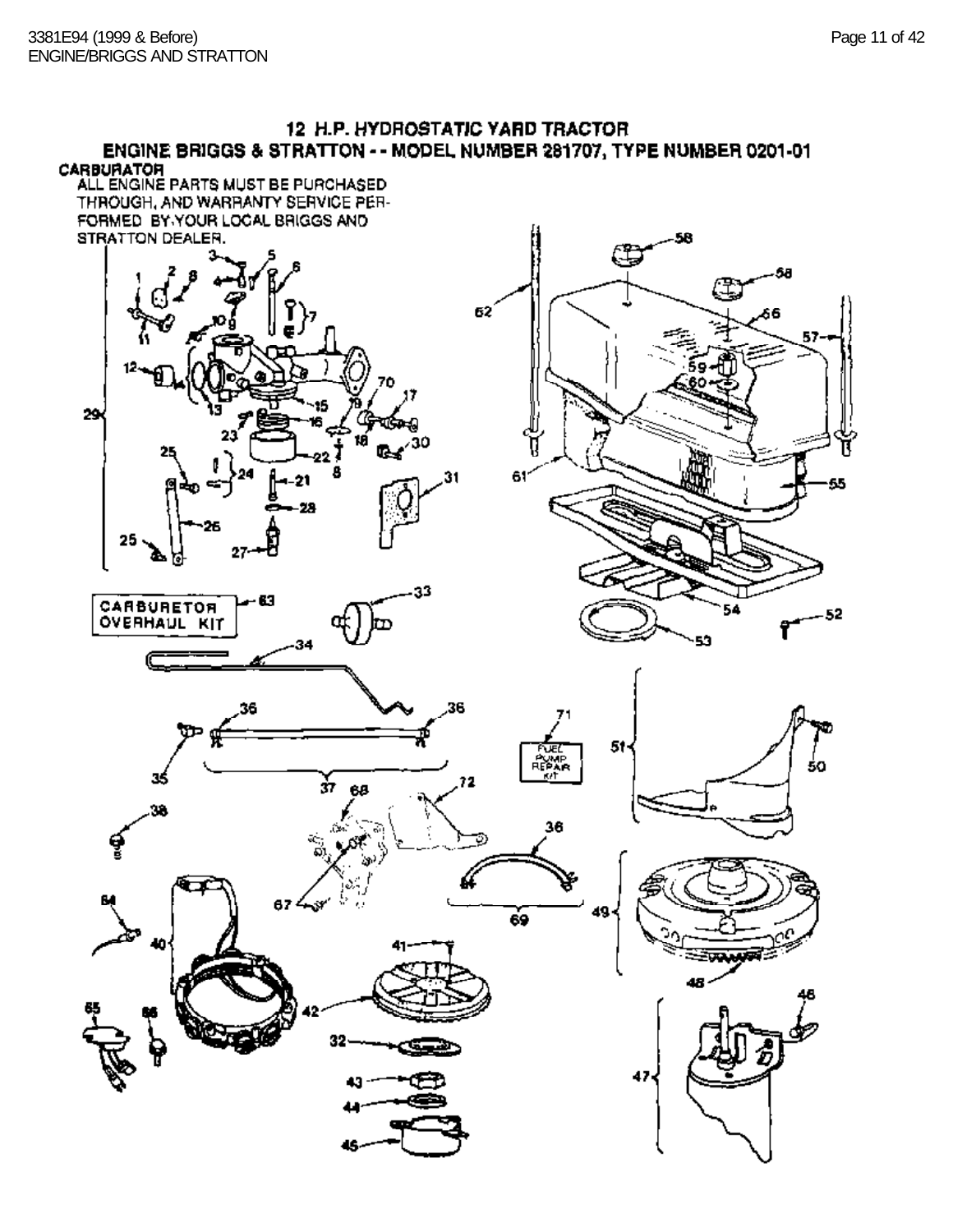# 12 H.P. HYDROSTATIC YARD TRACTOR

## ENGINE BRIGGS & STRATTON - - MODEL NUMBER 281707, TYPE NUMBER 0201-01

**CARBURATOR**

ALL ENGINE PARTS MUST BE PURCHASED THROUGH, AND WARRANTY SERVICE PERFORMED BY YOUR LOCAL BRIGGS AND STRATTON DEALER.

CARBURETOR OVERHAUL KIT

FUEL PUMP REPAIR KIT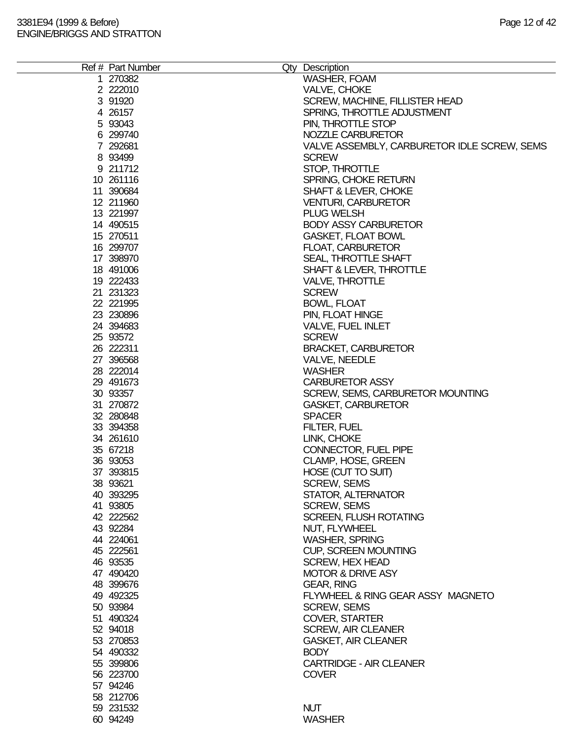3381E94 (1999 & Before)
ENGINE/BRIGGS AND STRATTON

| Ref # | Part Number | Qty | Description |
|---|---|---|---|
| 1 | 270382 | | WASHER, FOAM |
| 2 | 222010 | | VALVE, CHOKE |
| 3 | 91920 | | SCREW, MACHINE, FILLISTER HEAD |
| 4 | 26157 | | SPRING, THROTTLE ADJUSTMENT |
| 5 | 93043 | | PIN, THROTTLE STOP |
| 6 | 299740 | | NOZZLE CARBURETOR |
| 7 | 292681 | | VALVE ASSEMBLY, CARBURETOR IDLE SCREW, SEMS |
| 8 | 93499 | | SCREW |
| 9 | 211712 | | STOP, THROTTLE |
| 10 | 261116 | | SPRING, CHOKE RETURN |
| 11 | 390684 | | SHAFT & LEVER, CHOKE |
| 12 | 211960 | | VENTURI, CARBURETOR |
| 13 | 221997 | | PLUG WELSH |
| 14 | 490515 | | BODY ASSY CARBURETOR |
| 15 | 270511 | | GASKET, FLOAT BOWL |
| 16 | 299707 | | FLOAT, CARBURETOR |
| 17 | 398970 | | SEAL, THROTTLE SHAFT |
| 18 | 491006 | | SHAFT & LEVER, THROTTLE |
| 19 | 222433 | | VALVE, THROTTLE |
| 21 | 231323 | | SCREW |
| 22 | 221995 | | BOWL, FLOAT |
| 23 | 230896 | | PIN, FLOAT HINGE |
| 24 | 394683 | | VALVE, FUEL INLET |
| 25 | 93572 | | SCREW |
| 26 | 222311 | | BRACKET, CARBURETOR |
| 27 | 396568 | | VALVE, NEEDLE |
| 28 | 222014 | | WASHER |
| 29 | 491673 | | CARBURETOR ASSY |
| 30 | 93357 | | SCREW, SEMS, CARBURETOR MOUNTING |
| 31 | 270872 | | GASKET, CARBURETOR |
| 32 | 280848 | | SPACER |
| 33 | 394358 | | FILTER, FUEL |
| 34 | 261610 | | LINK, CHOKE |
| 35 | 67218 | | CONNECTOR, FUEL PIPE |
| 36 | 93053 | | CLAMP, HOSE, GREEN |
| 37 | 393815 | | HOSE (CUT TO SUIT) |
| 38 | 93621 | | SCREW, SEMS |
| 40 | 393295 | | STATOR, ALTERNATOR |
| 41 | 93805 | | SCREW, SEMS |
| 42 | 222562 | | SCREEN, FLUSH ROTATING |
| 43 | 92284 | | NUT, FLYWHEEL |
| 44 | 224061 | | WASHER, SPRING |
| 45 | 222561 | | CUP, SCREEN MOUNTING |
| 46 | 93535 | | SCREW, HEX HEAD |
| 47 | 490420 | | MOTOR & DRIVE ASY |
| 48 | 399676 | | GEAR, RING |
| 49 | 492325 | | FLYWHEEL & RING GEAR ASSY MAGNETO |
| 50 | 93984 | | SCREW, SEMS |
| 51 | 490324 | | COVER, STARTER |
| 52 | 94018 | | SCREW, AIR CLEANER |
| 53 | 270853 | | GASKET, AIR CLEANER |
| 54 | 490332 | | BODY |
| 55 | 399806 | | CARTRIDGE - AIR CLEANER |
| 56 | 223700 | | COVER |
| 57 | 94246 | | |
| 58 | 212706 | | |
| 59 | 231532 | | NUT |
| 60 | 94249 | | WASHER |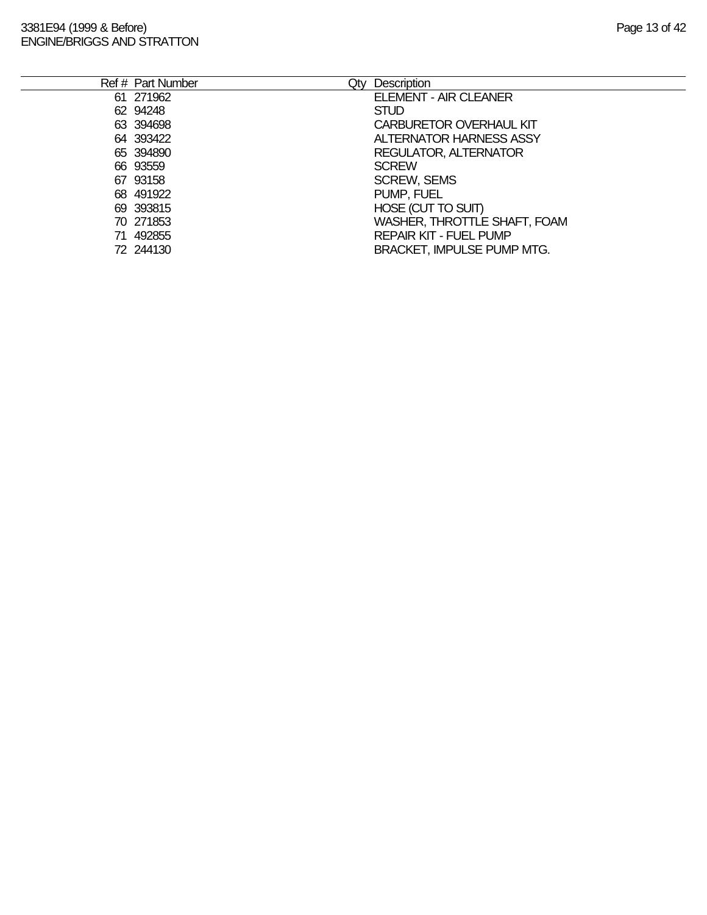| Ref # | Part Number | Qty | Description |
|---|---|---|---|
| 61 | 271962 | | ELEMENT - AIR CLEANER |
| 62 | 94248 | | STUD |
| 63 | 394698 | | CARBURETOR OVERHAUL KIT |
| 64 | 393422 | | ALTERNATOR HARNESS ASSY |
| 65 | 394890 | | REGULATOR, ALTERNATOR |
| 66 | 93559 | | SCREW |
| 67 | 93158 | | SCREW, SEMS |
| 68 | 491922 | | PUMP, FUEL |
| 69 | 393815 | | HOSE (CUT TO SUIT) |
| 70 | 271853 | | WASHER, THROTTLE SHAFT, FOAM |
| 71 | 492855 | | REPAIR KIT - FUEL PUMP |
| 72 | 244130 | | BRACKET, IMPULSE PUMP MTG. |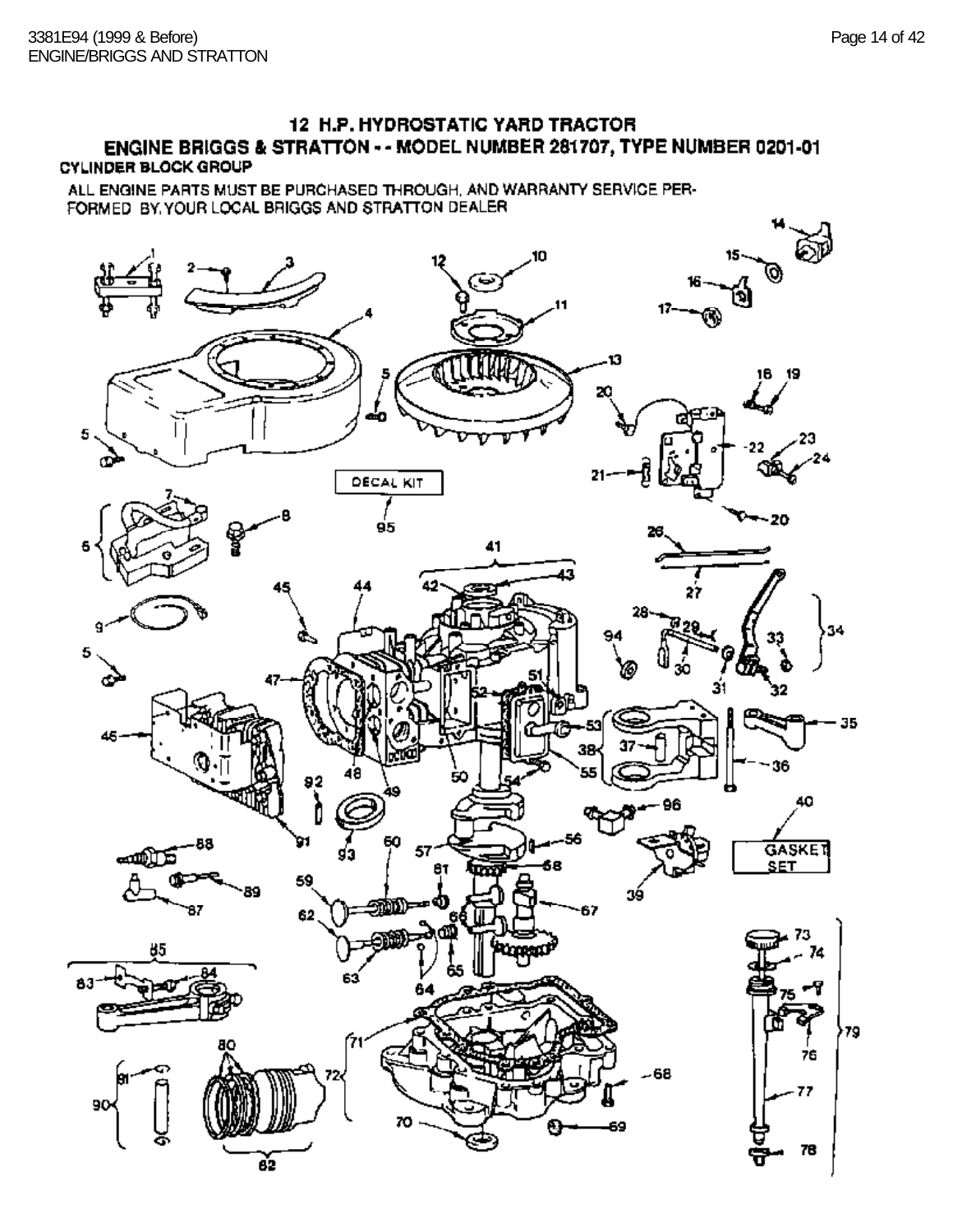## 12 H.P. HYDROSTATIC YARD TRACTOR

## ENGINE BRIGGS & STRATTON - - MODEL NUMBER 281707, TYPE NUMBER 0201-01

### CYLINDER BLOCK GROUP

ALL ENGINE PARTS MUST BE PURCHASED THROUGH, AND WARRANTY SERVICE PERFORMED BY, YOUR LOCAL BRIGGS AND STRATTON DEALER

DECAL KIT

GASKET SET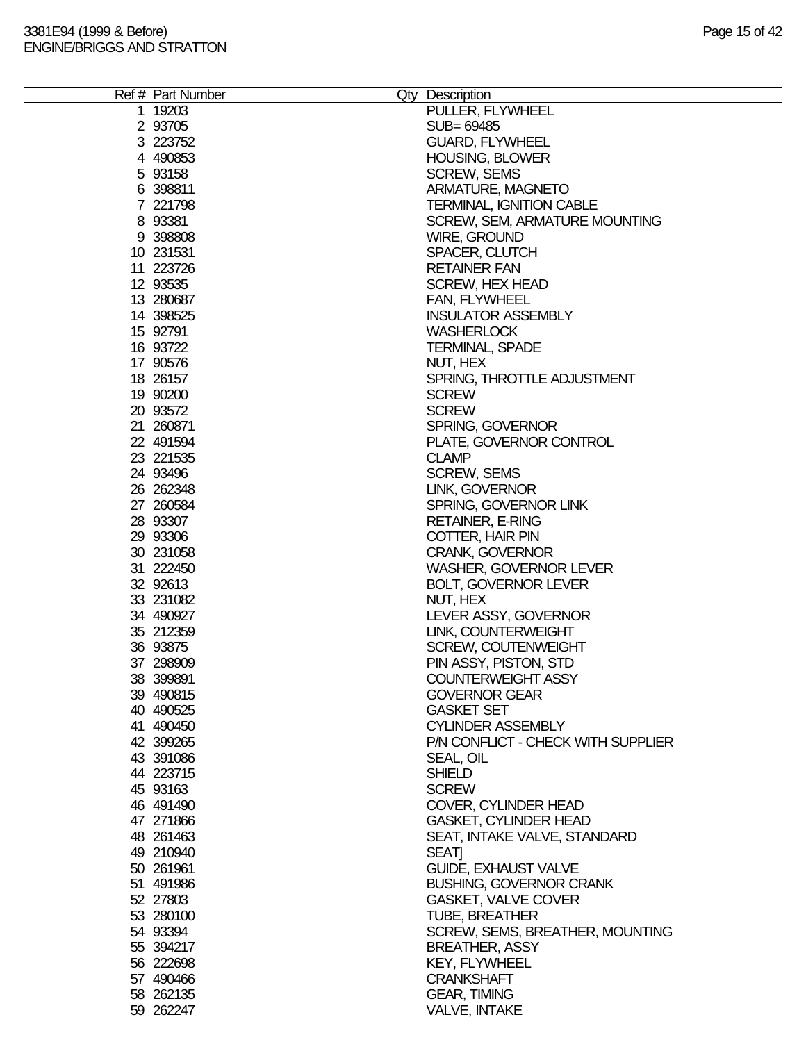| Ref # | Part Number | Qty | Description |
|---|---|---|---|
| 1 | 19203 | | PULLER, FLYWHEEL |
| 2 | 93705 | | SUB= 69485 |
| 3 | 223752 | | GUARD, FLYWHEEL |
| 4 | 490853 | | HOUSING, BLOWER |
| 5 | 93158 | | SCREW, SEMS |
| 6 | 398811 | | ARMATURE, MAGNETO |
| 7 | 221798 | | TERMINAL, IGNITION CABLE |
| 8 | 93381 | | SCREW, SEM, ARMATURE MOUNTING |
| 9 | 398808 | | WIRE, GROUND |
| 10 | 231531 | | SPACER, CLUTCH |
| 11 | 223726 | | RETAINER FAN |
| 12 | 93535 | | SCREW, HEX HEAD |
| 13 | 280687 | | FAN, FLYWHEEL |
| 14 | 398525 | | INSULATOR ASSEMBLY |
| 15 | 92791 | | WASHERLOCK |
| 16 | 93722 | | TERMINAL, SPADE |
| 17 | 90576 | | NUT, HEX |
| 18 | 26157 | | SPRING, THROTTLE ADJUSTMENT |
| 19 | 90200 | | SCREW |
| 20 | 93572 | | SCREW |
| 21 | 260871 | | SPRING, GOVERNOR |
| 22 | 491594 | | PLATE, GOVERNOR CONTROL |
| 23 | 221535 | | CLAMP |
| 24 | 93496 | | SCREW, SEMS |
| 26 | 262348 | | LINK, GOVERNOR |
| 27 | 260584 | | SPRING, GOVERNOR LINK |
| 28 | 93307 | | RETAINER, E-RING |
| 29 | 93306 | | COTTER, HAIR PIN |
| 30 | 231058 | | CRANK, GOVERNOR |
| 31 | 222450 | | WASHER, GOVERNOR LEVER |
| 32 | 92613 | | BOLT, GOVERNOR LEVER |
| 33 | 231082 | | NUT, HEX |
| 34 | 490927 | | LEVER ASSY, GOVERNOR |
| 35 | 212359 | | LINK, COUNTERWEIGHT |
| 36 | 93875 | | SCREW, COUTENWEIGHT |
| 37 | 298909 | | PIN ASSY, PISTON, STD |
| 38 | 399891 | | COUNTERWEIGHT ASSY |
| 39 | 490815 | | GOVERNOR GEAR |
| 40 | 490525 | | GASKET SET |
| 41 | 490450 | | CYLINDER ASSEMBLY |
| 42 | 399265 | | P/N CONFLICT - CHECK WITH SUPPLIER |
| 43 | 391086 | | SEAL, OIL |
| 44 | 223715 | | SHIELD |
| 45 | 93163 | | SCREW |
| 46 | 491490 | | COVER, CYLINDER HEAD |
| 47 | 271866 | | GASKET, CYLINDER HEAD |
| 48 | 261463 | | SEAT, INTAKE VALVE, STANDARD |
| 49 | 210940 | | SEAT] |
| 50 | 261961 | | GUIDE, EXHAUST VALVE |
| 51 | 491986 | | BUSHING, GOVERNOR CRANK |
| 52 | 27803 | | GASKET, VALVE COVER |
| 53 | 280100 | | TUBE, BREATHER |
| 54 | 93394 | | SCREW, SEMS, BREATHER, MOUNTING |
| 55 | 394217 | | BREATHER, ASSY |
| 56 | 222698 | | KEY, FLYWHEEL |
| 57 | 490466 | | CRANKSHAFT |
| 58 | 262135 | | GEAR, TIMING |
| 59 | 262247 | | VALVE, INTAKE |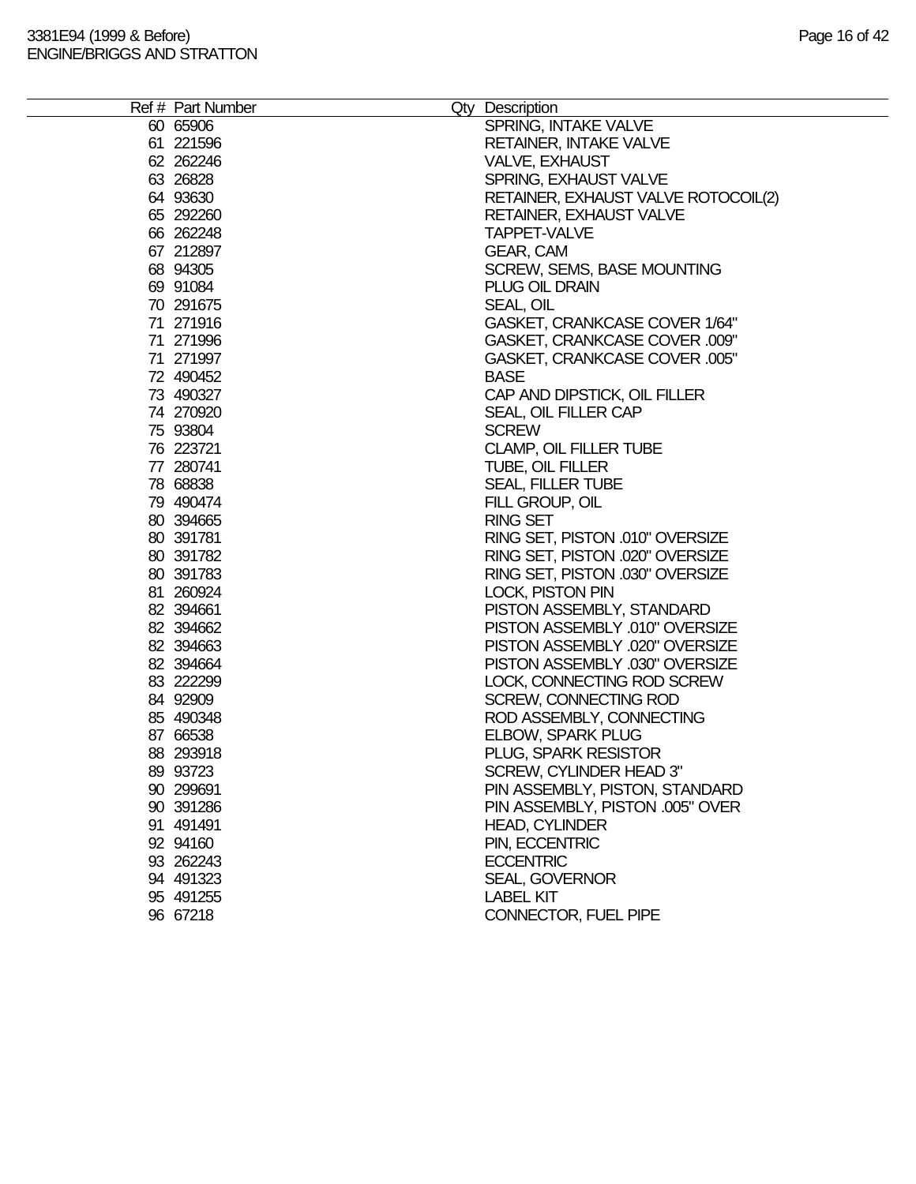| Ref # | Part Number | Qty | Description |
|---|---|---|---|
| 60 | 65906 | | SPRING, INTAKE VALVE |
| 61 | 221596 | | RETAINER, INTAKE VALVE |
| 62 | 262246 | | VALVE, EXHAUST |
| 63 | 26828 | | SPRING, EXHAUST VALVE |
| 64 | 93630 | | RETAINER, EXHAUST VALVE ROTOCOIL(2) |
| 65 | 292260 | | RETAINER, EXHAUST VALVE |
| 66 | 262248 | | TAPPET-VALVE |
| 67 | 212897 | | GEAR, CAM |
| 68 | 94305 | | SCREW, SEMS, BASE MOUNTING |
| 69 | 91084 | | PLUG OIL DRAIN |
| 70 | 291675 | | SEAL, OIL |
| 71 | 271916 | | GASKET, CRANKCASE COVER 1/64" |
| 71 | 271996 | | GASKET, CRANKCASE COVER .009" |
| 71 | 271997 | | GASKET, CRANKCASE COVER .005" |
| 72 | 490452 | | BASE |
| 73 | 490327 | | CAP AND DIPSTICK, OIL FILLER |
| 74 | 270920 | | SEAL, OIL FILLER CAP |
| 75 | 93804 | | SCREW |
| 76 | 223721 | | CLAMP, OIL FILLER TUBE |
| 77 | 280741 | | TUBE, OIL FILLER |
| 78 | 68838 | | SEAL, FILLER TUBE |
| 79 | 490474 | | FILL GROUP, OIL |
| 80 | 394665 | | RING SET |
| 80 | 391781 | | RING SET, PISTON .010" OVERSIZE |
| 80 | 391782 | | RING SET, PISTON .020" OVERSIZE |
| 80 | 391783 | | RING SET, PISTON .030" OVERSIZE |
| 81 | 260924 | | LOCK, PISTON PIN |
| 82 | 394661 | | PISTON ASSEMBLY, STANDARD |
| 82 | 394662 | | PISTON ASSEMBLY .010" OVERSIZE |
| 82 | 394663 | | PISTON ASSEMBLY .020" OVERSIZE |
| 82 | 394664 | | PISTON ASSEMBLY .030" OVERSIZE |
| 83 | 222299 | | LOCK, CONNECTING ROD SCREW |
| 84 | 92909 | | SCREW, CONNECTING ROD |
| 85 | 490348 | | ROD ASSEMBLY, CONNECTING |
| 87 | 66538 | | ELBOW, SPARK PLUG |
| 88 | 293918 | | PLUG, SPARK RESISTOR |
| 89 | 93723 | | SCREW, CYLINDER HEAD 3" |
| 90 | 299691 | | PIN ASSEMBLY, PISTON, STANDARD |
| 90 | 391286 | | PIN ASSEMBLY, PISTON .005" OVER |
| 91 | 491491 | | HEAD, CYLINDER |
| 92 | 94160 | | PIN, ECCENTRIC |
| 93 | 262243 | | ECCENTRIC |
| 94 | 491323 | | SEAL, GOVERNOR |
| 95 | 491255 | | LABEL KIT |
| 96 | 67218 | | CONNECTOR, FUEL PIPE |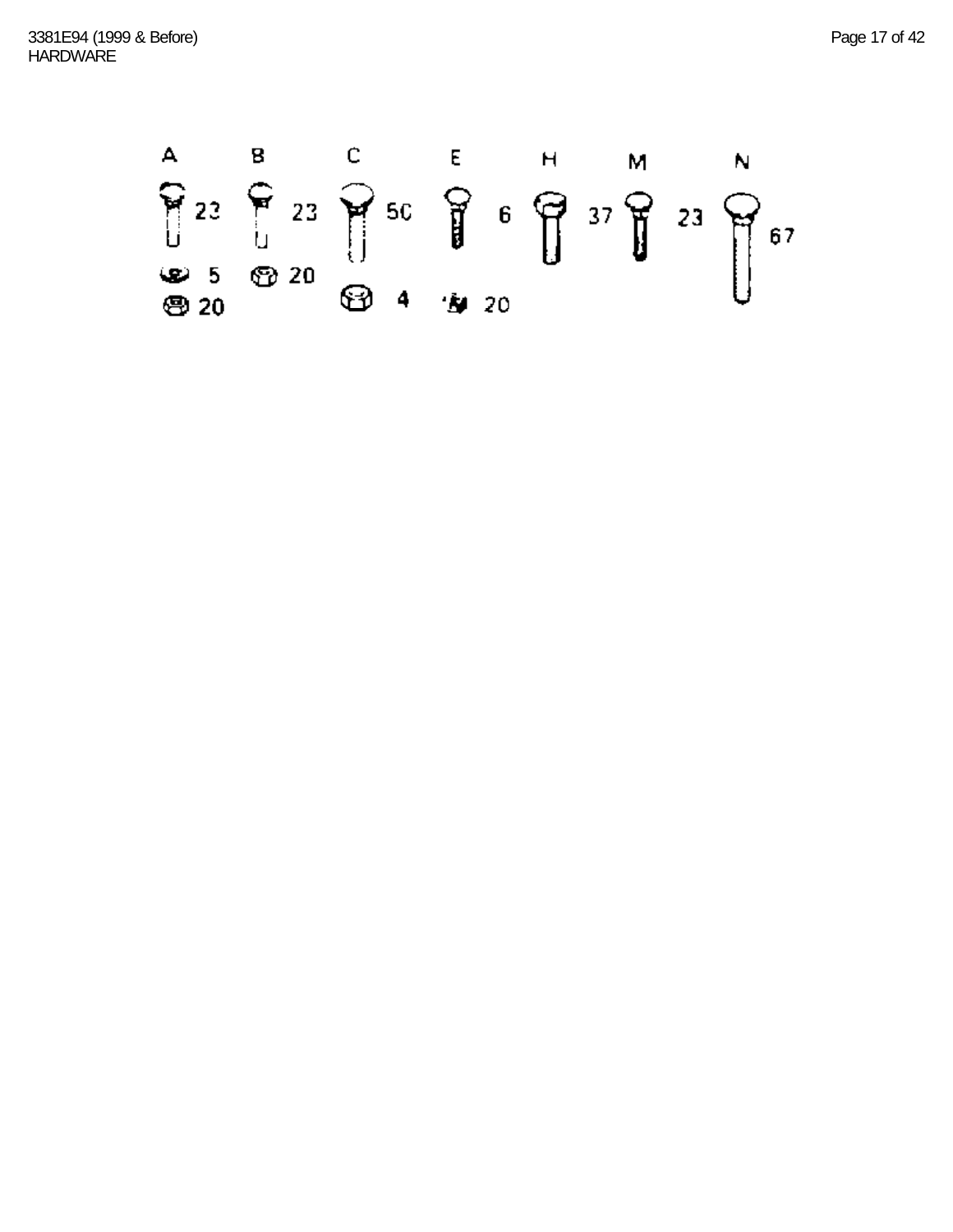## HARDWARE

A 23
5
20

B 23
20

C 50
4

E 6
20

H 37

M 23

N 67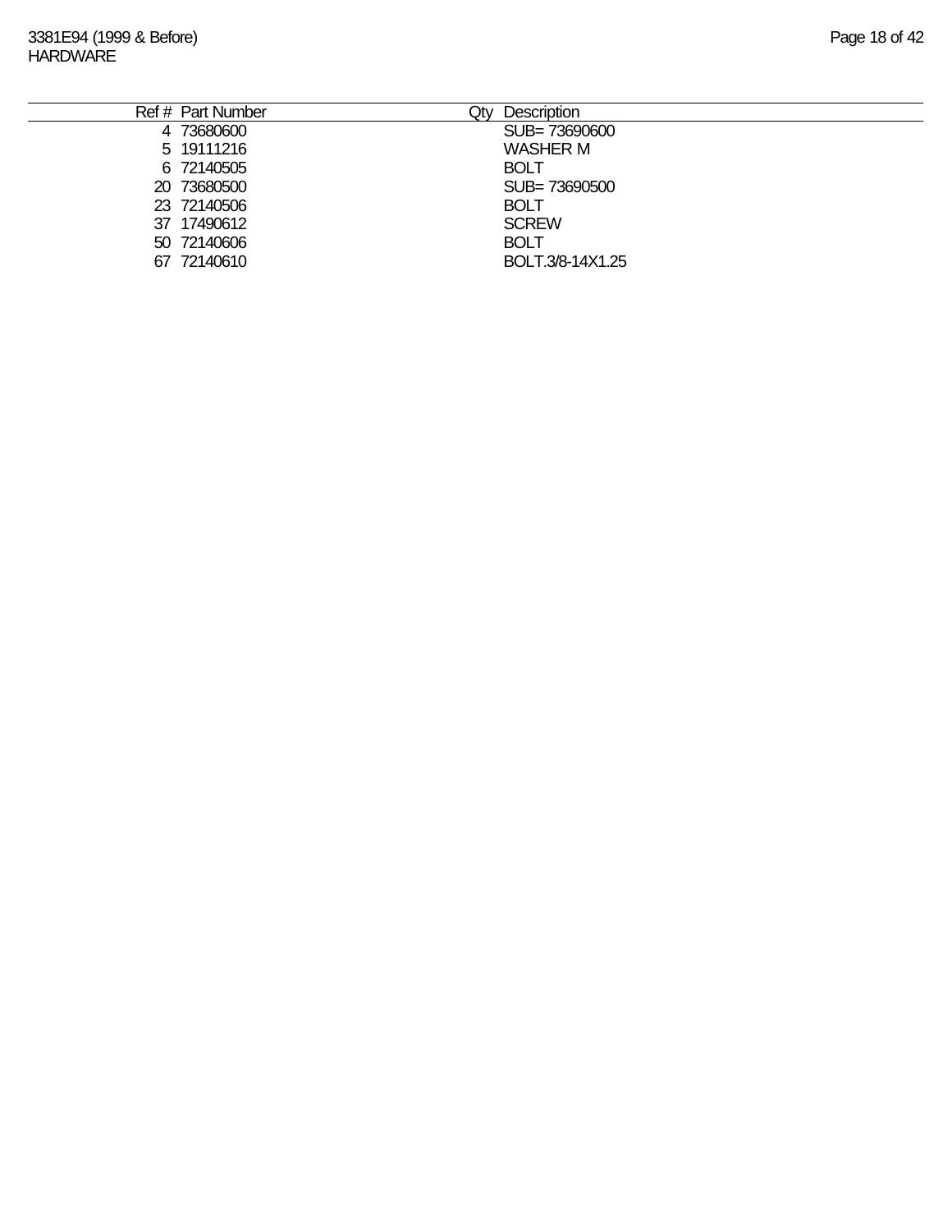3381E94 (1999 & Before)
HARDWARE

| Ref # | Part Number | Qty | Description |
|---|---|---|---|
| 4 | 73680600 | | SUB= 73690600 |
| 5 | 19111216 | | WASHER M |
| 6 | 72140505 | | BOLT |
| 20 | 73680500 | | SUB= 73690500 |
| 23 | 72140506 | | BOLT |
| 37 | 17490612 | | SCREW |
| 50 | 72140606 | | BOLT |
| 67 | 72140610 | | BOLT.3/8-14X1.25 |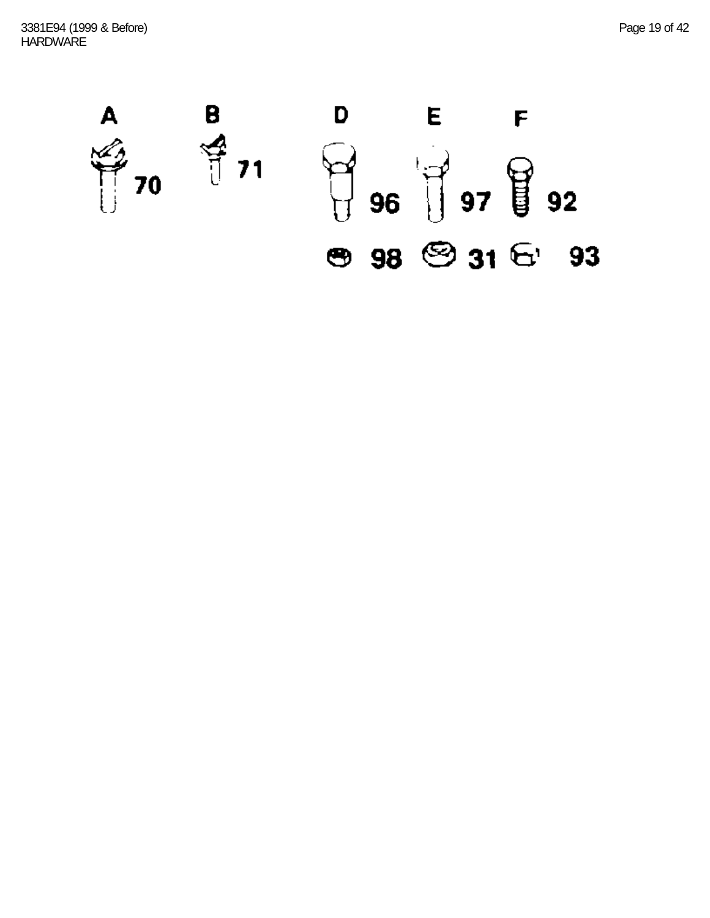HARDWARE

A 70

B 71

D 96

E 97

F 92

98

31

93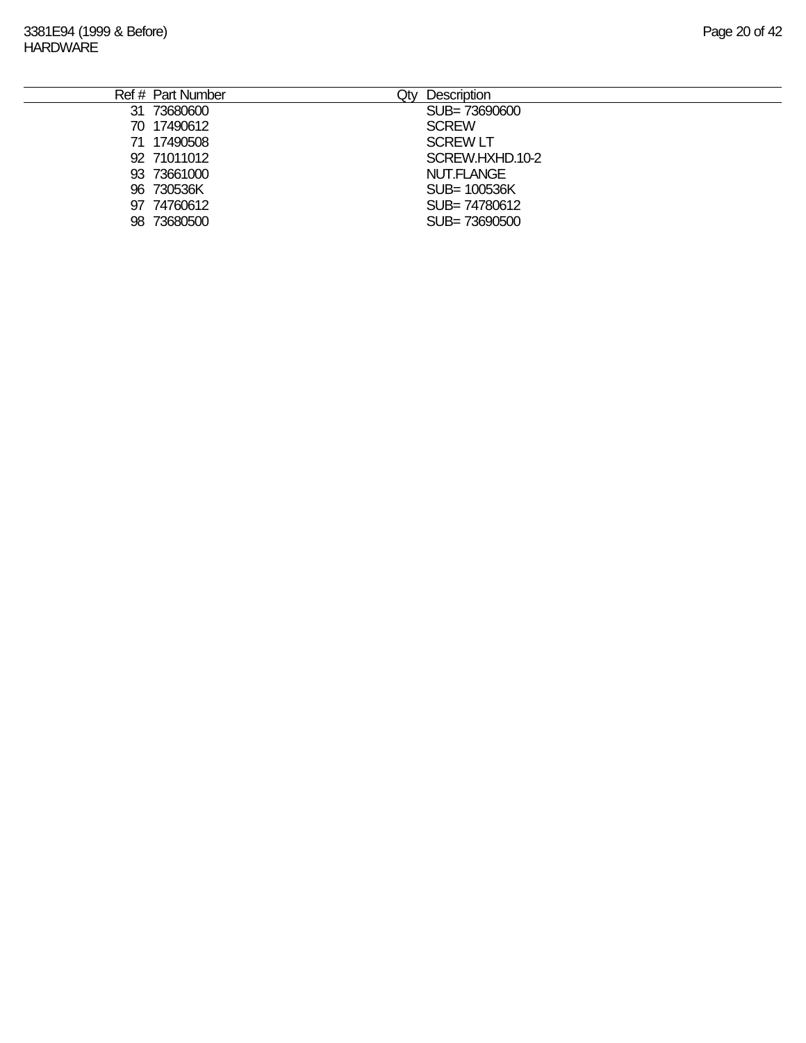3381E94 (1999 & Before)
HARDWARE

| Ref # | Part Number | Qty | Description |
|---|---|---|---|
| 31 | 73680600 | | SUB= 73690600 |
| 70 | 17490612 | | SCREW |
| 71 | 17490508 | | SCREW LT |
| 92 | 71011012 | | SCREW.HXHD.10-2 |
| 93 | 73661000 | | NUT.FLANGE |
| 96 | 730536K | | SUB= 100536K |
| 97 | 74760612 | | SUB= 74780612 |
| 98 | 73680500 | | SUB= 73690500 |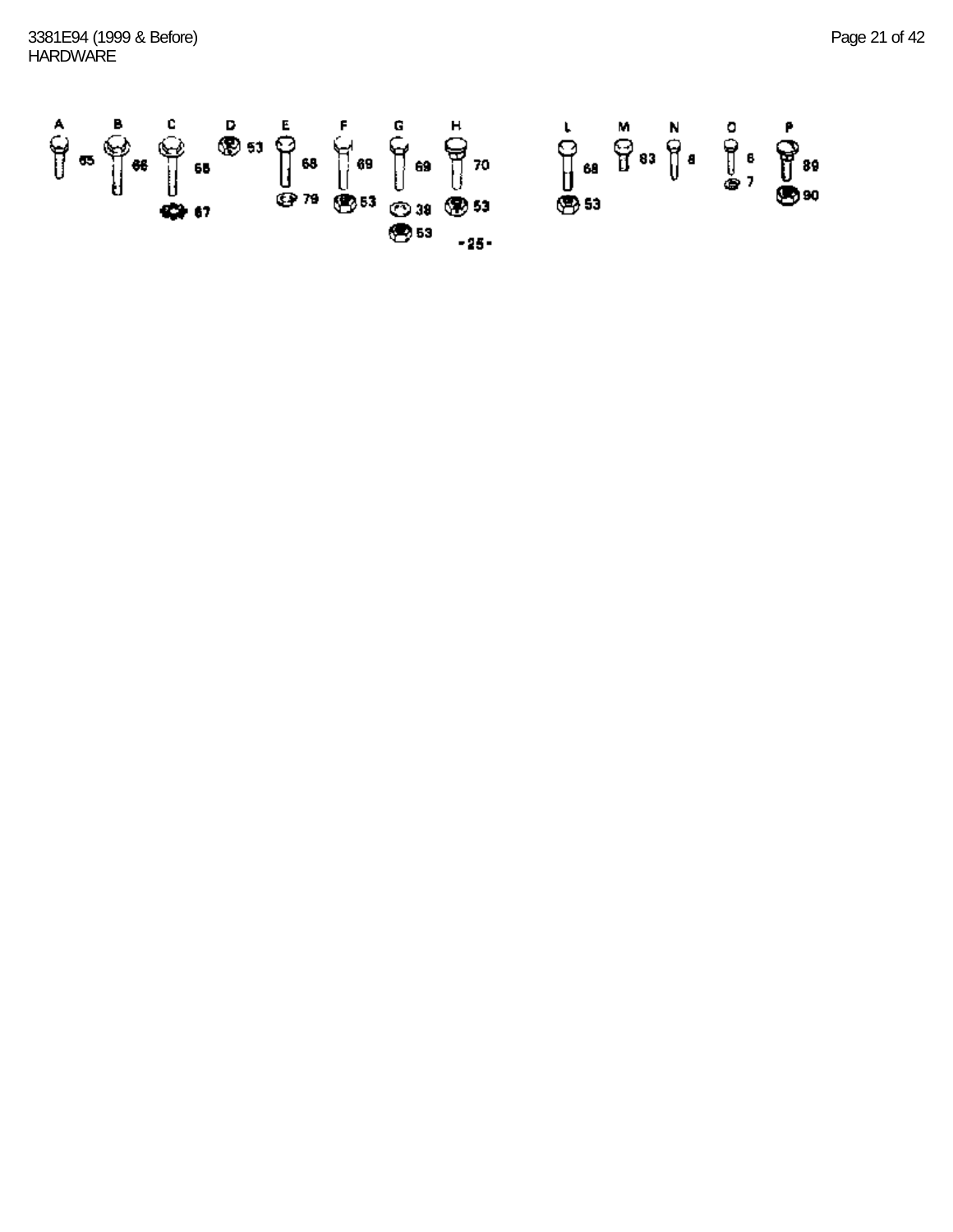3381E94 (1999 & Before)
HARDWARE

A 65 B 66 C 68 67 D 53 E 68 79 F 69 53 G 69 38 53 H 70 53 -25- L 68 53 M 83 N 8 O 6 7 P 89 90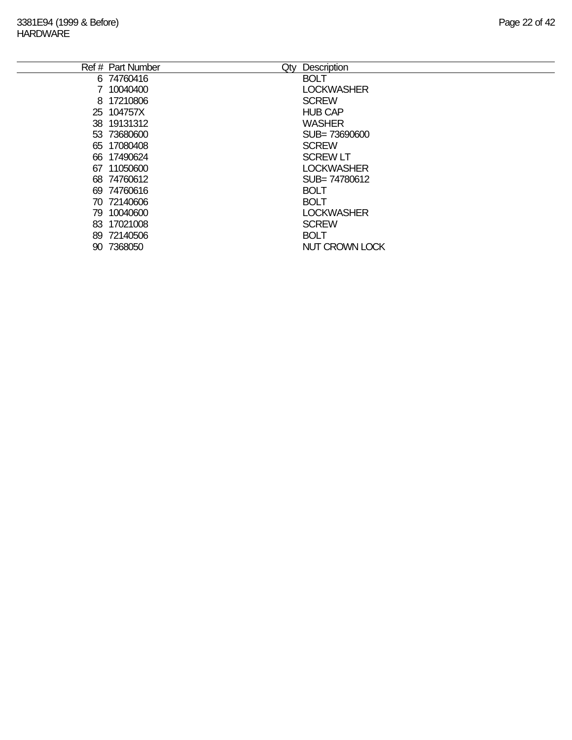| Ref # | Part Number | Qty | Description |
| --- | --- | --- | --- |
| 6 | 74760416 | | BOLT |
| 7 | 10040400 | | LOCKWASHER |
| 8 | 17210806 | | SCREW |
| 25 | 104757X | | HUB CAP |
| 38 | 19131312 | | WASHER |
| 53 | 73680600 | | SUB= 73690600 |
| 65 | 17080408 | | SCREW |
| 66 | 17490624 | | SCREW LT |
| 67 | 11050600 | | LOCKWASHER |
| 68 | 74760612 | | SUB= 74780612 |
| 69 | 74760616 | | BOLT |
| 70 | 72140606 | | BOLT |
| 79 | 10040600 | | LOCKWASHER |
| 83 | 17021008 | | SCREW |
| 89 | 72140506 | | BOLT |
| 90 | 7368050 | | NUT CROWN LOCK |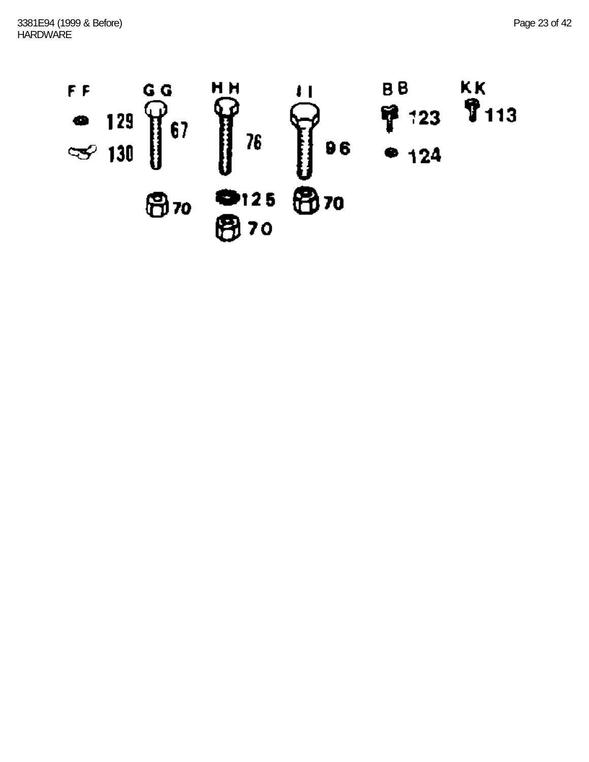HARDWARE

FF

129

130

GG

67

70

HH

76

125

70

II

96

70

BB

123

124

KK

113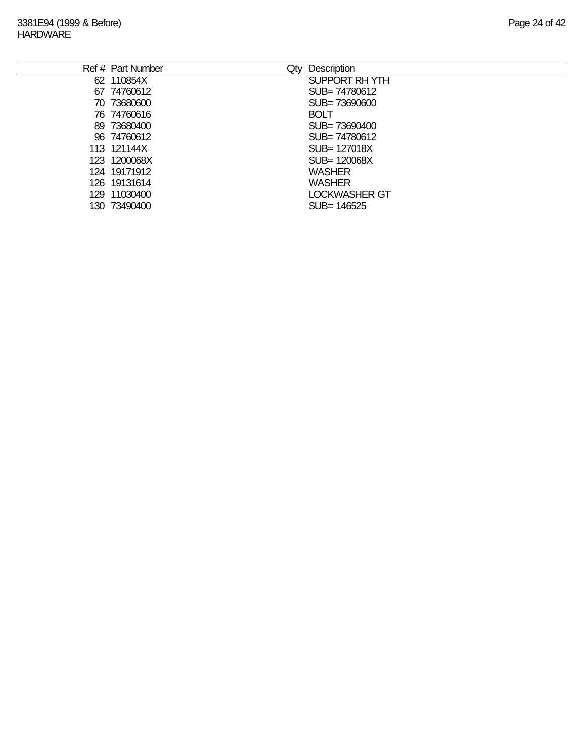3381E94 (1999 & Before)
HARDWARE

| Ref # | Part Number | Qty | Description |
|---|---|---|---|
| 62 | 110854X | | SUPPORT RH YTH |
| 67 | 74760612 | | SUB= 74780612 |
| 70 | 73680600 | | SUB= 73690600 |
| 76 | 74760616 | | BOLT |
| 89 | 73680400 | | SUB= 73690400 |
| 96 | 74760612 | | SUB= 74780612 |
| 113 | 121144X | | SUB= 127018X |
| 123 | 1200068X | | SUB= 120068X |
| 124 | 19171912 | | WASHER |
| 126 | 19131614 | | WASHER |
| 129 | 11030400 | | LOCKWASHER GT |
| 130 | 73490400 | | SUB= 146525 |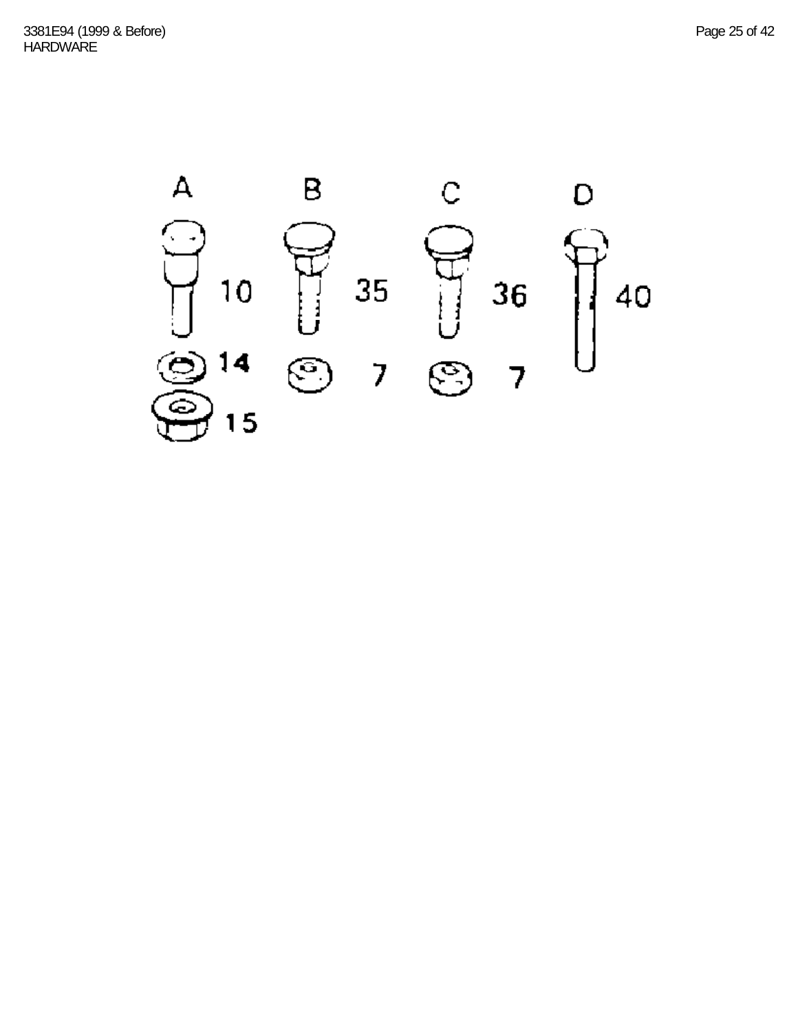3381E94 (1999 & Before)
HARDWARE

A B C D

10 35 36 40

14 7 7

15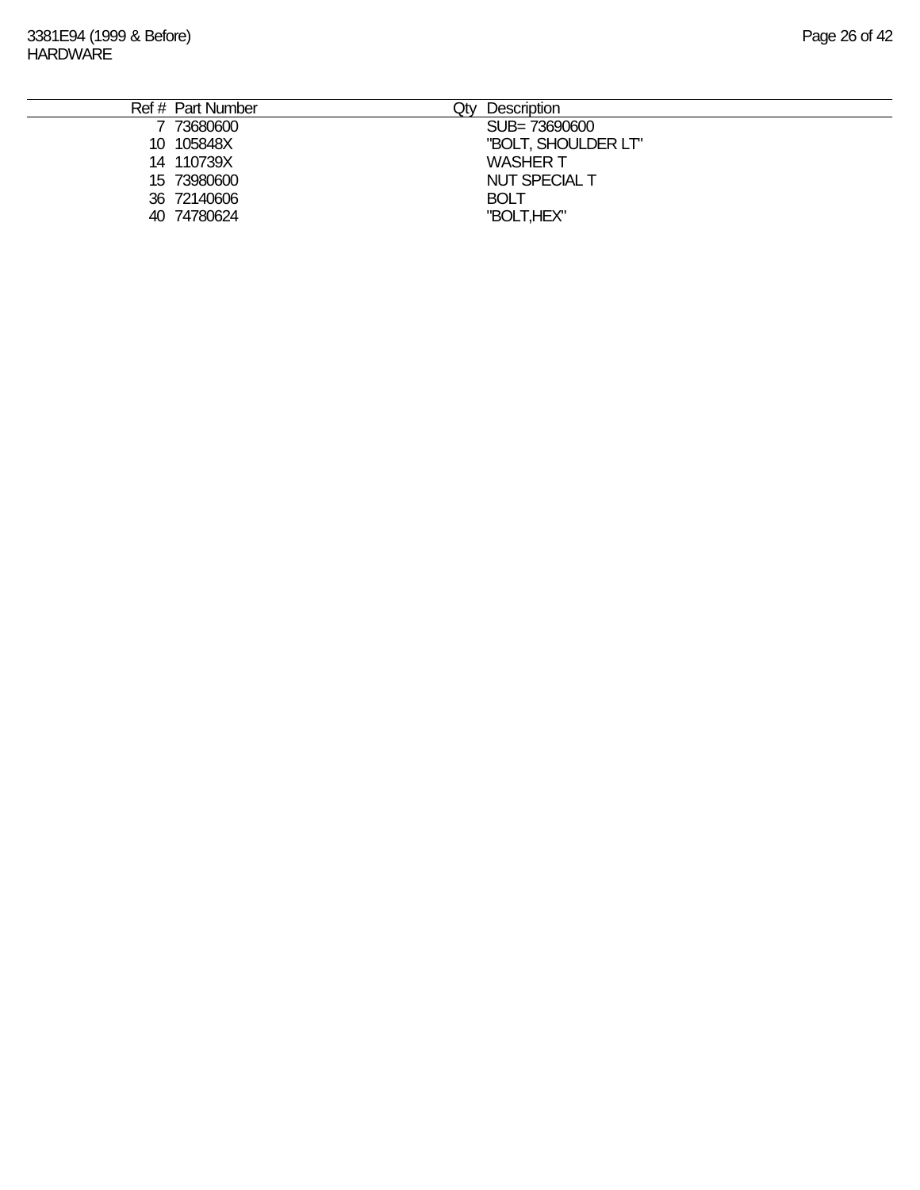3381E94 (1999 & Before)
HARDWARE

| Ref # | Part Number | Qty | Description |
| --- | --- | --- | --- |
| 7 | 73680600 | | SUB= 73690600 |
| 10 | 105848X | | "BOLT, SHOULDER LT" |
| 14 | 110739X | | WASHER T |
| 15 | 73980600 | | NUT SPECIAL T |
| 36 | 72140606 | | BOLT |
| 40 | 74780624 | | "BOLT,HEX" |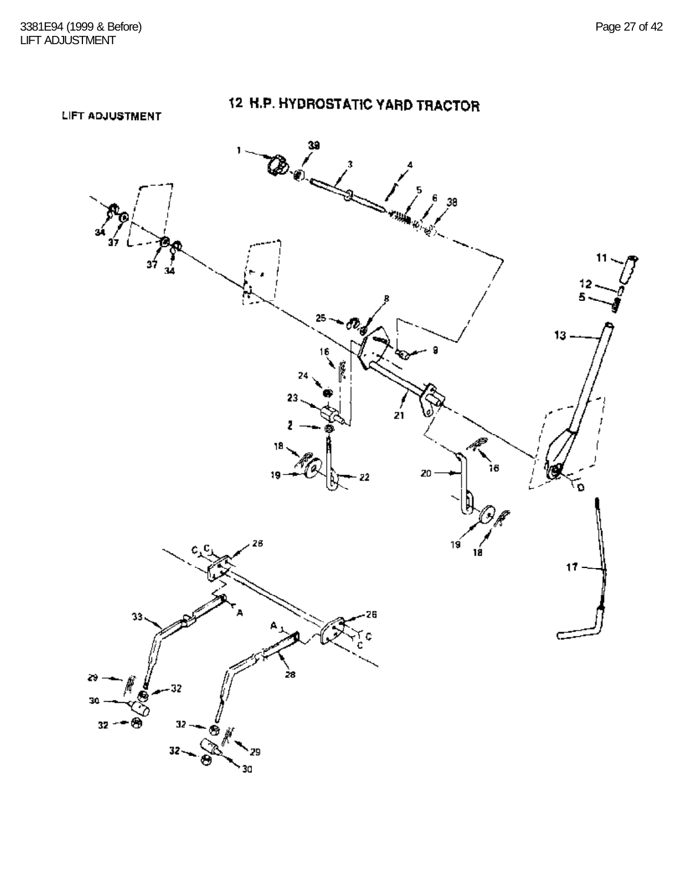## 12 H.P. HYDROSTATIC YARD TRACTOR

### LIFT ADJUSTMENT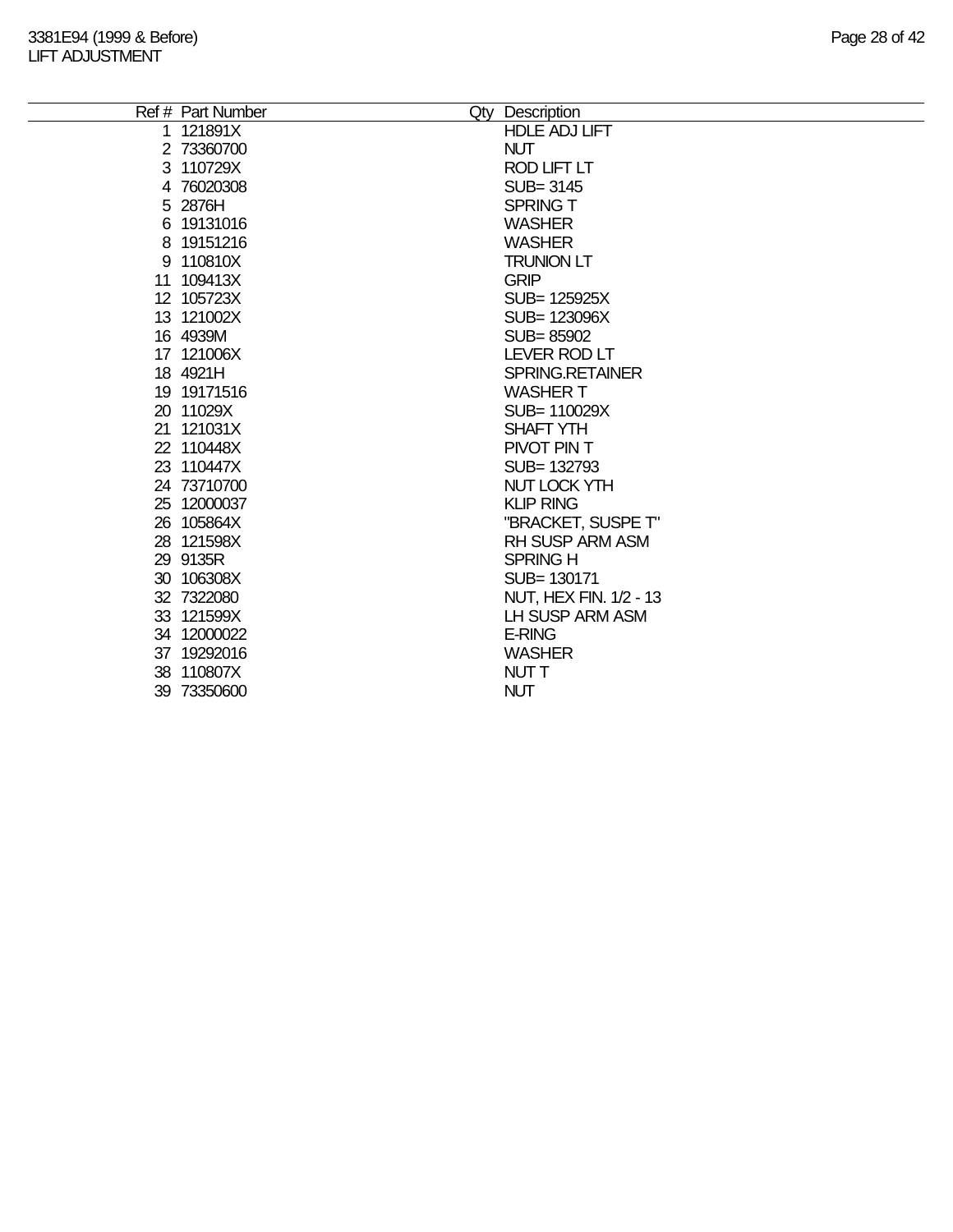# LIFT ADJUSTMENT

3381E94 (1999 & Before)

| Ref # | Part Number | Qty | Description |
|---|---|---|---|
| 1 | 121891X | | HDLE ADJ LIFT |
| 2 | 73360700 | | NUT |
| 3 | 110729X | | ROD LIFT LT |
| 4 | 76020308 | | SUB= 3145 |
| 5 | 2876H | | SPRING T |
| 6 | 19131016 | | WASHER |
| 8 | 19151216 | | WASHER |
| 9 | 110810X | | TRUNION LT |
| 11 | 109413X | | GRIP |
| 12 | 105723X | | SUB= 125925X |
| 13 | 121002X | | SUB= 123096X |
| 16 | 4939M | | SUB= 85902 |
| 17 | 121006X | | LEVER ROD LT |
| 18 | 4921H | | SPRING.RETAINER |
| 19 | 19171516 | | WASHER T |
| 20 | 11029X | | SUB= 110029X |
| 21 | 121031X | | SHAFT YTH |
| 22 | 110448X | | PIVOT PIN T |
| 23 | 110447X | | SUB= 132793 |
| 24 | 73710700 | | NUT LOCK YTH |
| 25 | 12000037 | | KLIP RING |
| 26 | 105864X | | "BRACKET, SUSPE T" |
| 28 | 121598X | | RH SUSP ARM ASM |
| 29 | 9135R | | SPRING H |
| 30 | 106308X | | SUB= 130171 |
| 32 | 7322080 | | NUT, HEX FIN. 1/2 - 13 |
| 33 | 121599X | | LH SUSP ARM ASM |
| 34 | 12000022 | | E-RING |
| 37 | 19292016 | | WASHER |
| 38 | 110807X | | NUT T |
| 39 | 73350600 | | NUT |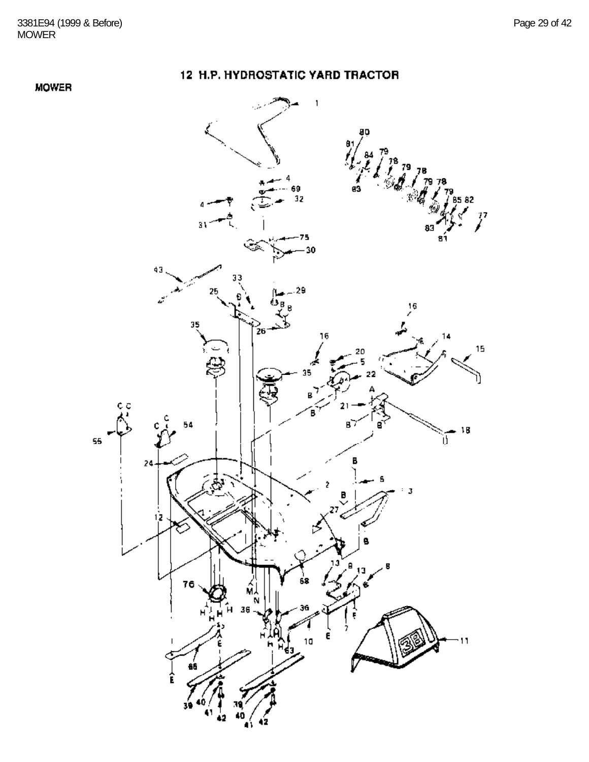# 12 H.P. HYDROSTATIC YARD TRACTOR

## MOWER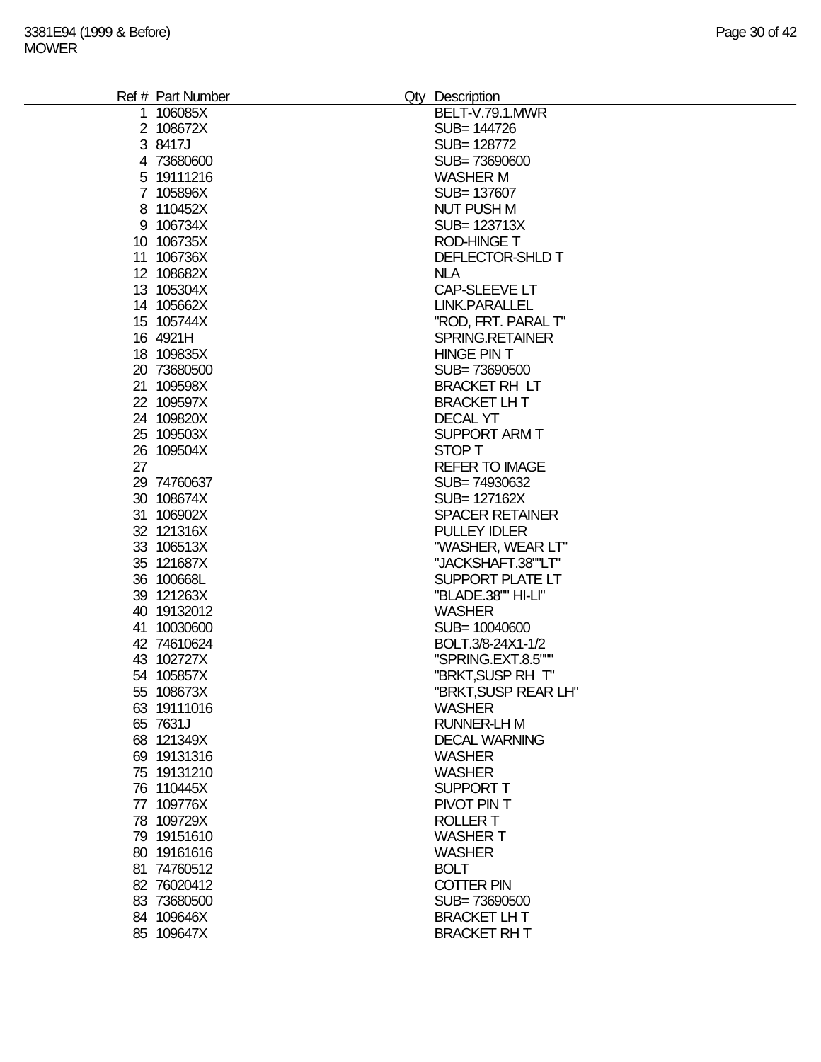| Ref # | Part Number | Qty | Description |
|---|---|---|---|
| 1 | 106085X | | BELT-V.79.1.MWR |
| 2 | 108672X | | SUB= 144726 |
| 3 | 8417J | | SUB= 128772 |
| 4 | 73680600 | | SUB= 73690600 |
| 5 | 19111216 | | WASHER M |
| 7 | 105896X | | SUB= 137607 |
| 8 | 110452X | | NUT PUSH M |
| 9 | 106734X | | SUB= 123713X |
| 10 | 106735X | | ROD-HINGE T |
| 11 | 106736X | | DEFLECTOR-SHLD T |
| 12 | 108682X | | NLA |
| 13 | 105304X | | CAP-SLEEVE LT |
| 14 | 105662X | | LINK.PARALLEL |
| 15 | 105744X | | "ROD, FRT. PARAL T" |
| 16 | 4921H | | SPRING.RETAINER |
| 18 | 109835X | | HINGE PIN T |
| 20 | 73680500 | | SUB= 73690500 |
| 21 | 109598X | | BRACKET RH LT |
| 22 | 109597X | | BRACKET LH T |
| 24 | 109820X | | DECAL YT |
| 25 | 109503X | | SUPPORT ARM T |
| 26 | 109504X | | STOP T |
| 27 | | | REFER TO IMAGE |
| 29 | 74760637 | | SUB= 74930632 |
| 30 | 108674X | | SUB= 127162X |
| 31 | 106902X | | SPACER RETAINER |
| 32 | 121316X | | PULLEY IDLER |
| 33 | 106513X | | "WASHER, WEAR LT" |
| 35 | 121687X | | "JACKSHAFT.38""LT" |
| 36 | 100668L | | SUPPORT PLATE LT |
| 39 | 121263X | | "BLADE.38"" HI-LI" |
| 40 | 19132012 | | WASHER |
| 41 | 10030600 | | SUB= 10040600 |
| 42 | 74610624 | | BOLT.3/8-24X1-1/2 |
| 43 | 102727X | | "SPRING.EXT.8.5""" |
| 54 | 105857X | | "BRKT,SUSP RH T" |
| 55 | 108673X | | "BRKT,SUSP REAR LH" |
| 63 | 19111016 | | WASHER |
| 65 | 7631J | | RUNNER-LH M |
| 68 | 121349X | | DECAL WARNING |
| 69 | 19131316 | | WASHER |
| 75 | 19131210 | | WASHER |
| 76 | 110445X | | SUPPORT T |
| 77 | 109776X | | PIVOT PIN T |
| 78 | 109729X | | ROLLER T |
| 79 | 19151610 | | WASHER T |
| 80 | 19161616 | | WASHER |
| 81 | 74760512 | | BOLT |
| 82 | 76020412 | | COTTER PIN |
| 83 | 73680500 | | SUB= 73690500 |
| 84 | 109646X | | BRACKET LH T |
| 85 | 109647X | | BRACKET RH T |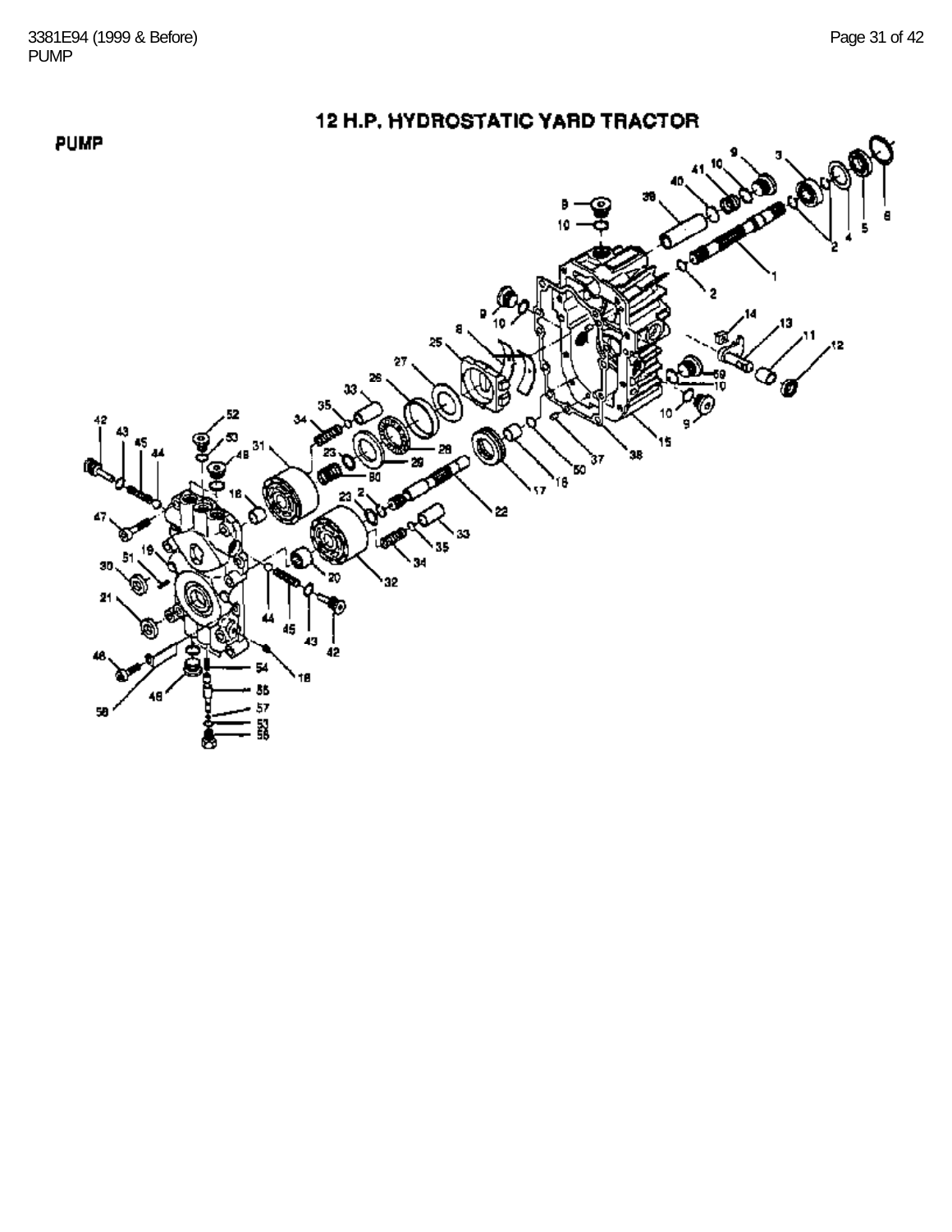# 12 H.P. HYDROSTATIC YARD TRACTOR

## PUMP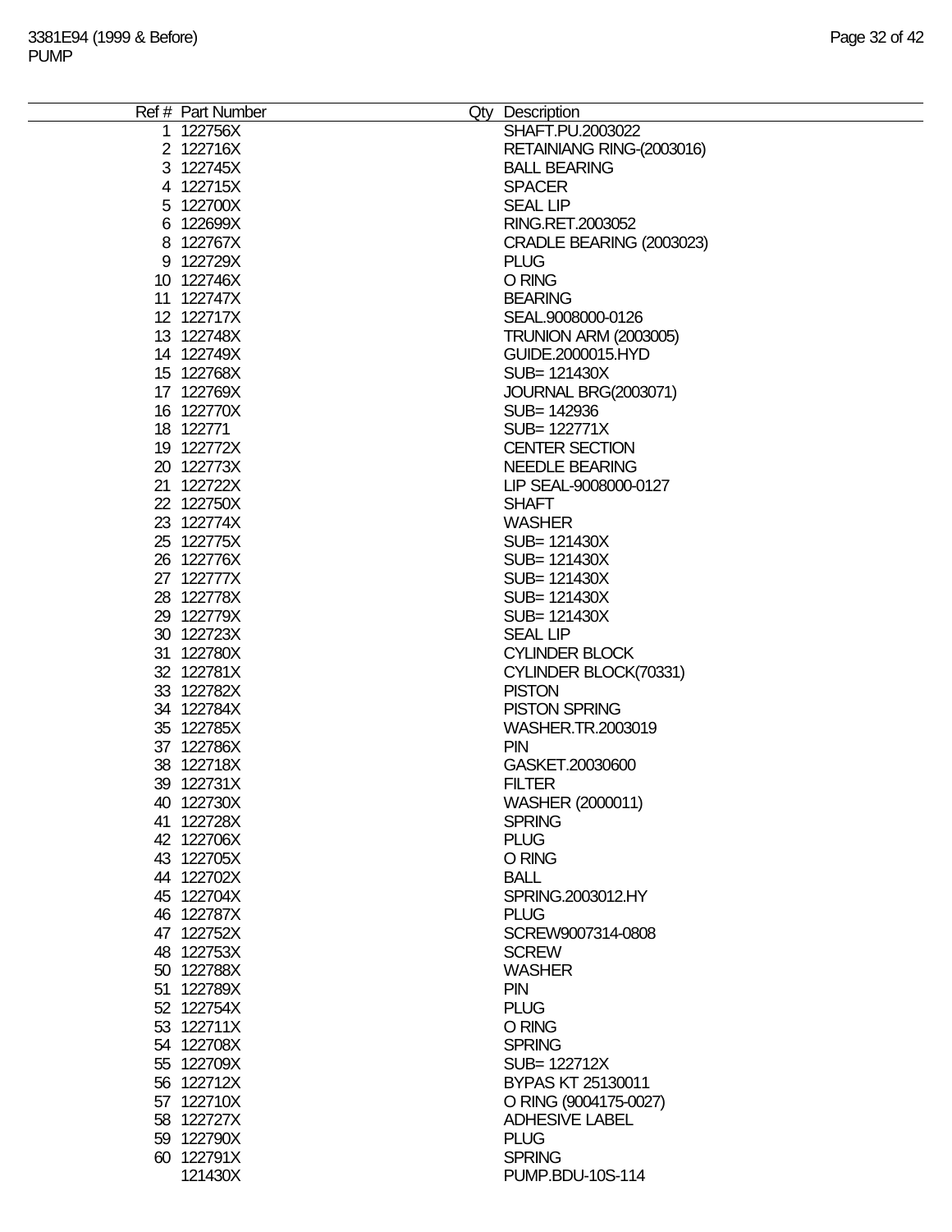3381E94 (1999 & Before)
PUMP

| Ref # | Part Number | Qty | Description |
|---|---|---|---|
| 1 | 122756X | | SHAFT.PU.2003022 |
| 2 | 122716X | | RETAINIANG RING-(2003016) |
| 3 | 122745X | | BALL BEARING |
| 4 | 122715X | | SPACER |
| 5 | 122700X | | SEAL LIP |
| 6 | 122699X | | RING.RET.2003052 |
| 8 | 122767X | | CRADLE BEARING (2003023) |
| 9 | 122729X | | PLUG |
| 10 | 122746X | | O RING |
| 11 | 122747X | | BEARING |
| 12 | 122717X | | SEAL.9008000-0126 |
| 13 | 122748X | | TRUNION ARM (2003005) |
| 14 | 122749X | | GUIDE.2000015.HYD |
| 15 | 122768X | | SUB= 121430X |
| 17 | 122769X | | JOURNAL BRG(2003071) |
| 16 | 122770X | | SUB= 142936 |
| 18 | 122771 | | SUB= 122771X |
| 19 | 122772X | | CENTER SECTION |
| 20 | 122773X | | NEEDLE BEARING |
| 21 | 122722X | | LIP SEAL-9008000-0127 |
| 22 | 122750X | | SHAFT |
| 23 | 122774X | | WASHER |
| 25 | 122775X | | SUB= 121430X |
| 26 | 122776X | | SUB= 121430X |
| 27 | 122777X | | SUB= 121430X |
| 28 | 122778X | | SUB= 121430X |
| 29 | 122779X | | SUB= 121430X |
| 30 | 122723X | | SEAL LIP |
| 31 | 122780X | | CYLINDER BLOCK |
| 32 | 122781X | | CYLINDER BLOCK(70331) |
| 33 | 122782X | | PISTON |
| 34 | 122784X | | PISTON SPRING |
| 35 | 122785X | | WASHER.TR.2003019 |
| 37 | 122786X | | PIN |
| 38 | 122718X | | GASKET.20030600 |
| 39 | 122731X | | FILTER |
| 40 | 122730X | | WASHER (2000011) |
| 41 | 122728X | | SPRING |
| 42 | 122706X | | PLUG |
| 43 | 122705X | | O RING |
| 44 | 122702X | | BALL |
| 45 | 122704X | | SPRING.2003012.HY |
| 46 | 122787X | | PLUG |
| 47 | 122752X | | SCREW9007314-0808 |
| 48 | 122753X | | SCREW |
| 50 | 122788X | | WASHER |
| 51 | 122789X | | PIN |
| 52 | 122754X | | PLUG |
| 53 | 122711X | | O RING |
| 54 | 122708X | | SPRING |
| 55 | 122709X | | SUB= 122712X |
| 56 | 122712X | | BYPAS KT 25130011 |
| 57 | 122710X | | O RING (9004175-0027) |
| 58 | 122727X | | ADHESIVE LABEL |
| 59 | 122790X | | PLUG |
| 60 | 122791X | | SPRING |
| | 121430X | | PUMP.BDU-10S-114 |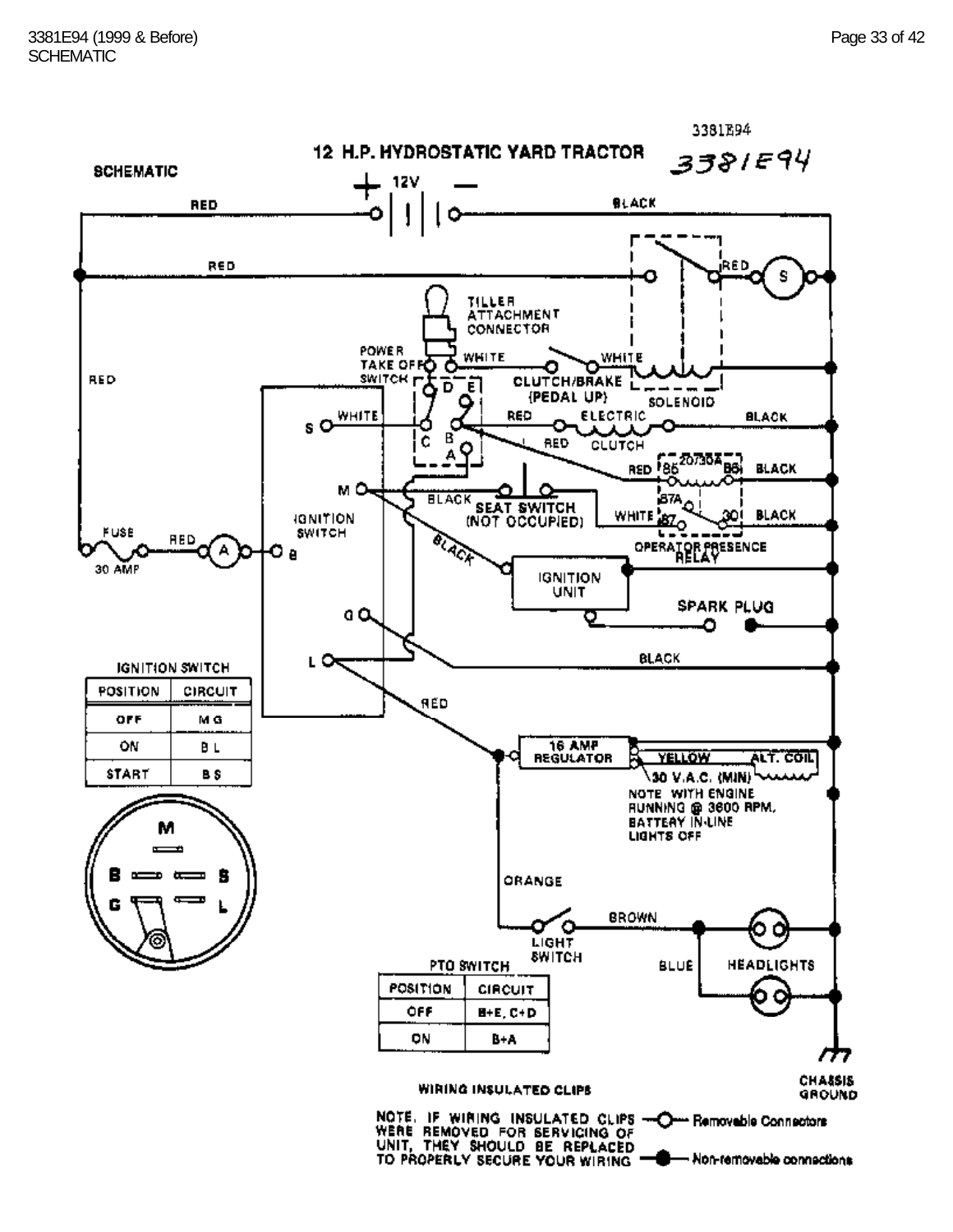3381E94

# 12 H.P. HYDROSTATIC YARD TRACTOR

## SCHEMATIC

3381E94

+ 12V −

RED · BLACK · RED · RED · S

TILLER ATTACHMENT CONNECTOR

POWER TAKE OFF SWITCH · WHITE · WHITE · CLUTCH/BRAKE (PEDAL UP) · SOLENOID

S · WHITE · D · E · C · B · A · RED · ELECTRIC CLUTCH · RED · BLACK

M · BLACK · SEAT SWITCH (NOT OCCUPIED) · RED · 85 · 20730A · 86 · BLACK · WHITE · 87A · 87 · 30 · BLACK · OPERATOR PRESENCE RELAY

FUSE 30 AMP · RED · A · B · IGNITION SWITCH · BLACK · IGNITION UNIT

SPARK PLUG

G · L · BLACK · RED

16 AMP REGULATOR · YELLOW · ALT. COIL · 30 V.A.C. (MIN)

NOTE WITH ENGINE RUNNING @ 3600 RPM, BATTERY IN-LINE LIGHTS OFF

ORANGE · BROWN · LIGHT SWITCH · BLUE · HEADLIGHTS

CHASSIS GROUND

**IGNITION SWITCH**

| POSITION | CIRCUIT |
|---|---|
| OFF | M G |
| ON | B L |
| START | B S |

M · B · S · G · L

**PTO SWITCH**

| POSITION | CIRCUIT |
|---|---|
| OFF | B+E, C+D |
| ON | B+A |

**WIRING INSULATED CLIPS**

NOTE. IF WIRING INSULATED CLIPS WERE REMOVED FOR SERVICING OF UNIT, THEY SHOULD BE REPLACED TO PROPERLY SECURE YOUR WIRING

—O— Removable Connectors

—●— Non-removable connections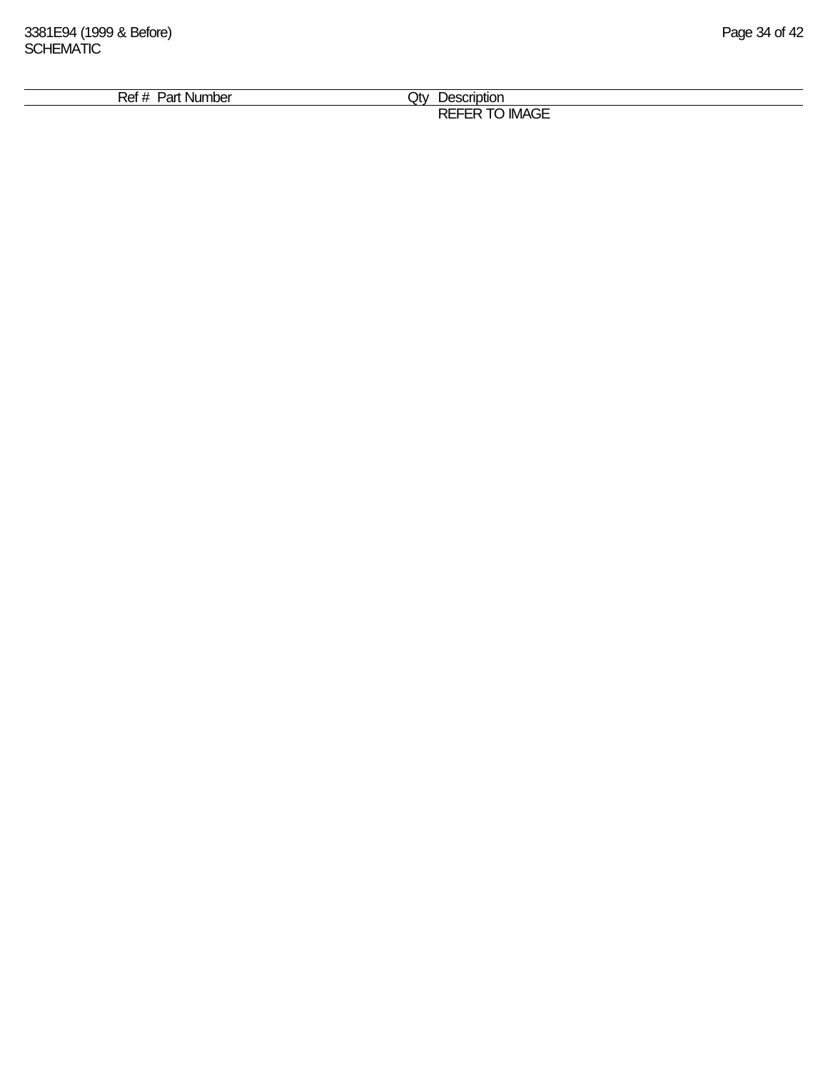| Ref # | Part Number | Qty | Description |
|---|---|---|---|
| | | | REFER TO IMAGE |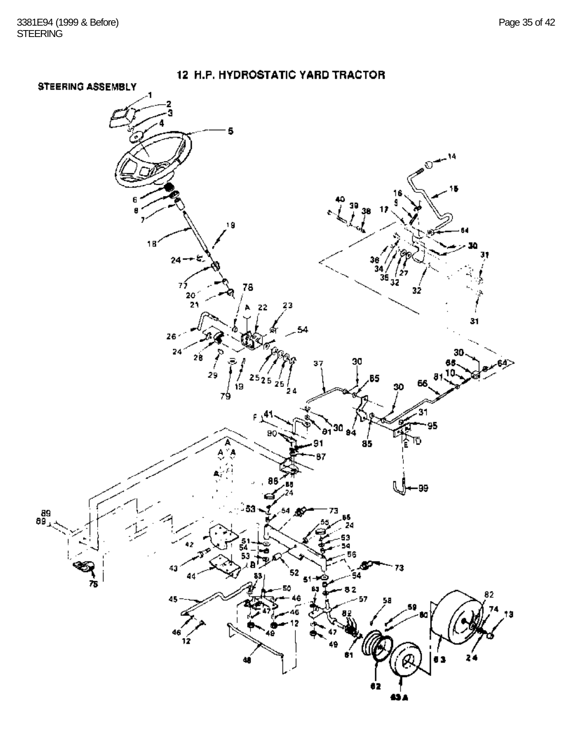# 12 H.P. HYDROSTATIC YARD TRACTOR

## STEERING ASSEMBLY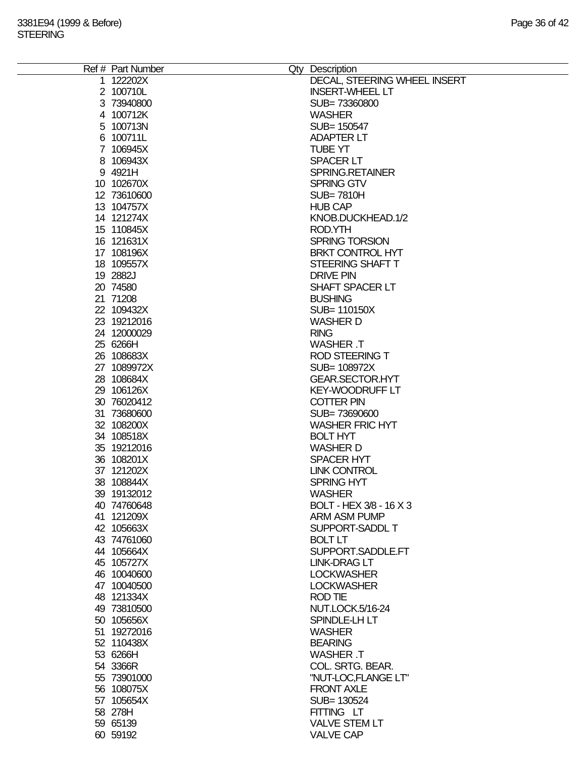3381E94 (1999 & Before)
STEERING

| Ref # | Part Number | Qty | Description |
|---|---|---|---|
| 1 | 122202X | | DECAL, STEERING WHEEL INSERT |
| 2 | 100710L | | INSERT-WHEEL LT |
| 3 | 73940800 | | SUB= 73360800 |
| 4 | 100712K | | WASHER |
| 5 | 100713N | | SUB= 150547 |
| 6 | 100711L | | ADAPTER LT |
| 7 | 106945X | | TUBE YT |
| 8 | 106943X | | SPACER LT |
| 9 | 4921H | | SPRING.RETAINER |
| 10 | 102670X | | SPRING GTV |
| 12 | 73610600 | | SUB= 7810H |
| 13 | 104757X | | HUB CAP |
| 14 | 121274X | | KNOB.DUCKHEAD.1/2 |
| 15 | 110845X | | ROD.YTH |
| 16 | 121631X | | SPRING TORSION |
| 17 | 108196X | | BRKT CONTROL HYT |
| 18 | 109557X | | STEERING SHAFT T |
| 19 | 2882J | | DRIVE PIN |
| 20 | 74580 | | SHAFT SPACER LT |
| 21 | 71208 | | BUSHING |
| 22 | 109432X | | SUB= 110150X |
| 23 | 19212016 | | WASHER D |
| 24 | 12000029 | | RING |
| 25 | 6266H | | WASHER .T |
| 26 | 108683X | | ROD STEERING T |
| 27 | 1089972X | | SUB= 108972X |
| 28 | 108684X | | GEAR.SECTOR.HYT |
| 29 | 106126X | | KEY-WOODRUFF LT |
| 30 | 76020412 | | COTTER PIN |
| 31 | 73680600 | | SUB= 73690600 |
| 32 | 108200X | | WASHER FRIC HYT |
| 34 | 108518X | | BOLT HYT |
| 35 | 19212016 | | WASHER D |
| 36 | 108201X | | SPACER HYT |
| 37 | 121202X | | LINK CONTROL |
| 38 | 108844X | | SPRING HYT |
| 39 | 19132012 | | WASHER |
| 40 | 74760648 | | BOLT - HEX 3/8 - 16 X 3 |
| 41 | 121209X | | ARM ASM PUMP |
| 42 | 105663X | | SUPPORT-SADDL T |
| 43 | 74761060 | | BOLT LT |
| 44 | 105664X | | SUPPORT.SADDLE.FT |
| 45 | 105727X | | LINK-DRAG LT |
| 46 | 10040600 | | LOCKWASHER |
| 47 | 10040500 | | LOCKWASHER |
| 48 | 121334X | | ROD TIE |
| 49 | 73810500 | | NUT.LOCK.5/16-24 |
| 50 | 105656X | | SPINDLE-LH LT |
| 51 | 19272016 | | WASHER |
| 52 | 110438X | | BEARING |
| 53 | 6266H | | WASHER .T |
| 54 | 3366R | | COL. SRTG. BEAR. |
| 55 | 73901000 | | "NUT-LOC,FLANGE LT" |
| 56 | 108075X | | FRONT AXLE |
| 57 | 105654X | | SUB= 130524 |
| 58 | 278H | | FITTING LT |
| 59 | 65139 | | VALVE STEM LT |
| 60 | 59192 | | VALVE CAP |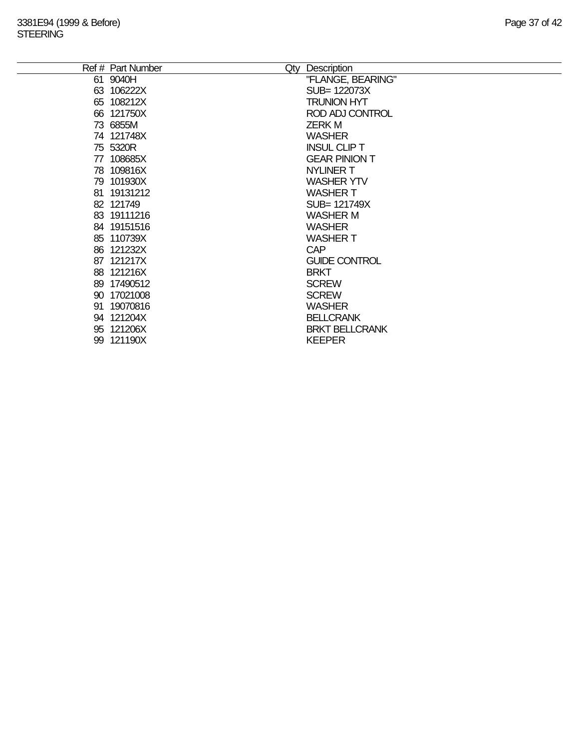| Ref # | Part Number | Qty | Description |
|---|---|---|---|
| 61 | 9040H | | "FLANGE, BEARING" |
| 63 | 106222X | | SUB= 122073X |
| 65 | 108212X | | TRUNION HYT |
| 66 | 121750X | | ROD ADJ CONTROL |
| 73 | 6855M | | ZERK M |
| 74 | 121748X | | WASHER |
| 75 | 5320R | | INSUL CLIP T |
| 77 | 108685X | | GEAR PINION T |
| 78 | 109816X | | NYLINER T |
| 79 | 101930X | | WASHER YTV |
| 81 | 19131212 | | WASHER T |
| 82 | 121749 | | SUB= 121749X |
| 83 | 19111216 | | WASHER M |
| 84 | 19151516 | | WASHER |
| 85 | 110739X | | WASHER T |
| 86 | 121232X | | CAP |
| 87 | 121217X | | GUIDE CONTROL |
| 88 | 121216X | | BRKT |
| 89 | 17490512 | | SCREW |
| 90 | 17021008 | | SCREW |
| 91 | 19070816 | | WASHER |
| 94 | 121204X | | BELLCRANK |
| 95 | 121206X | | BRKT BELLCRANK |
| 99 | 121190X | | KEEPER |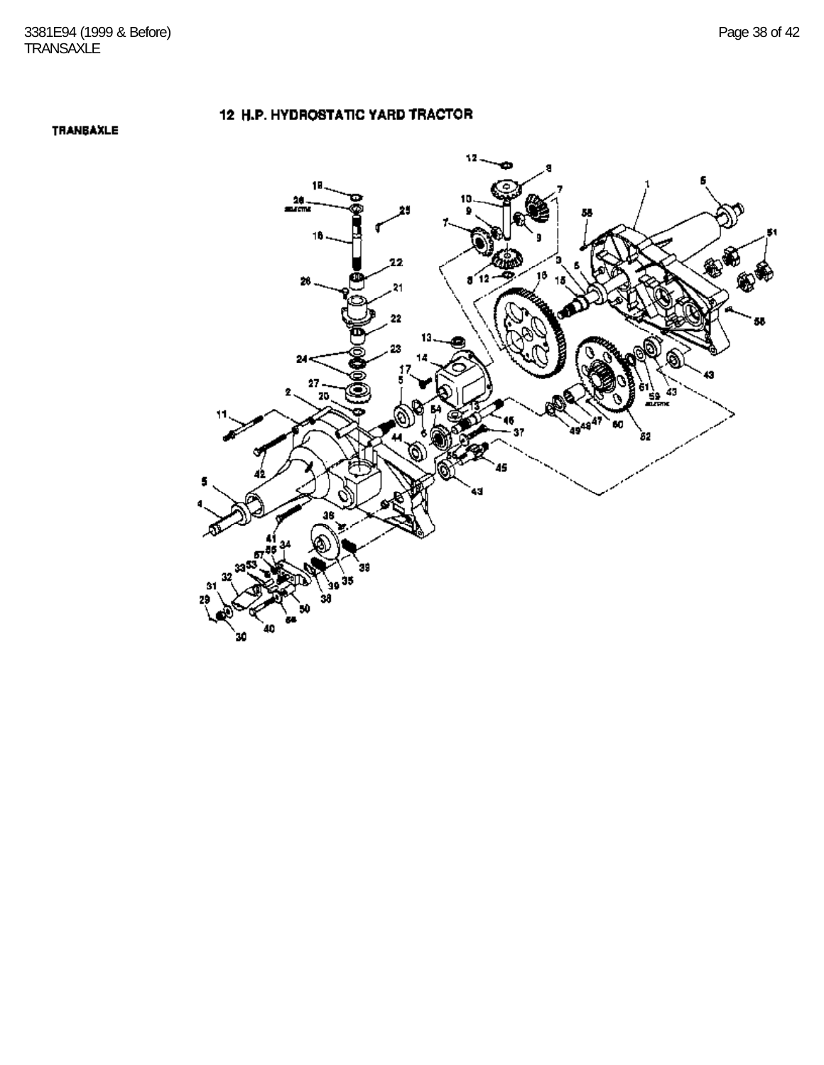# 12 H.P. HYDROSTATIC YARD TRACTOR

## TRANSAXLE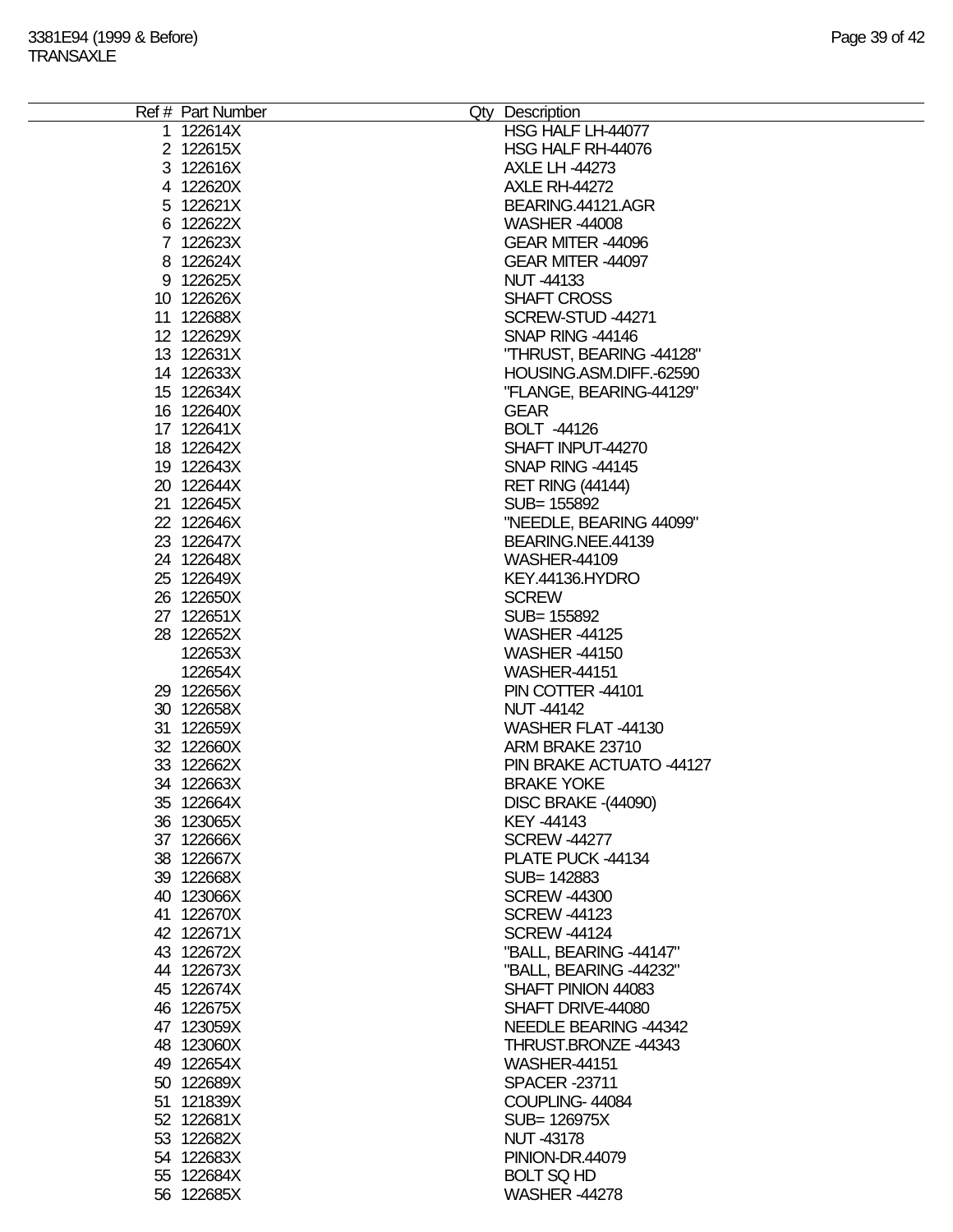3381E94 (1999 & Before)
TRANSAXLE

| Ref # | Part Number | Qty | Description |
|---|---|---|---|
| 1 | 122614X | | HSG HALF LH-44077 |
| 2 | 122615X | | HSG HALF RH-44076 |
| 3 | 122616X | | AXLE LH -44273 |
| 4 | 122620X | | AXLE RH-44272 |
| 5 | 122621X | | BEARING.44121.AGR |
| 6 | 122622X | | WASHER -44008 |
| 7 | 122623X | | GEAR MITER -44096 |
| 8 | 122624X | | GEAR MITER -44097 |
| 9 | 122625X | | NUT -44133 |
| 10 | 122626X | | SHAFT CROSS |
| 11 | 122688X | | SCREW-STUD -44271 |
| 12 | 122629X | | SNAP RING -44146 |
| 13 | 122631X | | "THRUST, BEARING -44128" |
| 14 | 122633X | | HOUSING.ASM.DIFF.-62590 |
| 15 | 122634X | | "FLANGE, BEARING-44129" |
| 16 | 122640X | | GEAR |
| 17 | 122641X | | BOLT -44126 |
| 18 | 122642X | | SHAFT INPUT-44270 |
| 19 | 122643X | | SNAP RING -44145 |
| 20 | 122644X | | RET RING (44144) |
| 21 | 122645X | | SUB= 155892 |
| 22 | 122646X | | "NEEDLE, BEARING 44099" |
| 23 | 122647X | | BEARING.NEE.44139 |
| 24 | 122648X | | WASHER-44109 |
| 25 | 122649X | | KEY.44136.HYDRO |
| 26 | 122650X | | SCREW |
| 27 | 122651X | | SUB= 155892 |
| 28 | 122652X | | WASHER -44125 |
| | 122653X | | WASHER -44150 |
| | 122654X | | WASHER-44151 |
| 29 | 122656X | | PIN COTTER -44101 |
| 30 | 122658X | | NUT -44142 |
| 31 | 122659X | | WASHER FLAT -44130 |
| 32 | 122660X | | ARM BRAKE 23710 |
| 33 | 122662X | | PIN BRAKE ACTUATO -44127 |
| 34 | 122663X | | BRAKE YOKE |
| 35 | 122664X | | DISC BRAKE -(44090) |
| 36 | 123065X | | KEY -44143 |
| 37 | 122666X | | SCREW -44277 |
| 38 | 122667X | | PLATE PUCK -44134 |
| 39 | 122668X | | SUB= 142883 |
| 40 | 123066X | | SCREW -44300 |
| 41 | 122670X | | SCREW -44123 |
| 42 | 122671X | | SCREW -44124 |
| 43 | 122672X | | "BALL, BEARING -44147" |
| 44 | 122673X | | "BALL, BEARING -44232" |
| 45 | 122674X | | SHAFT PINION 44083 |
| 46 | 122675X | | SHAFT DRIVE-44080 |
| 47 | 123059X | | NEEDLE BEARING -44342 |
| 48 | 123060X | | THRUST.BRONZE -44343 |
| 49 | 122654X | | WASHER-44151 |
| 50 | 122689X | | SPACER -23711 |
| 51 | 121839X | | COUPLING- 44084 |
| 52 | 122681X | | SUB= 126975X |
| 53 | 122682X | | NUT -43178 |
| 54 | 122683X | | PINION-DR.44079 |
| 55 | 122684X | | BOLT SQ HD |
| 56 | 122685X | | WASHER -44278 |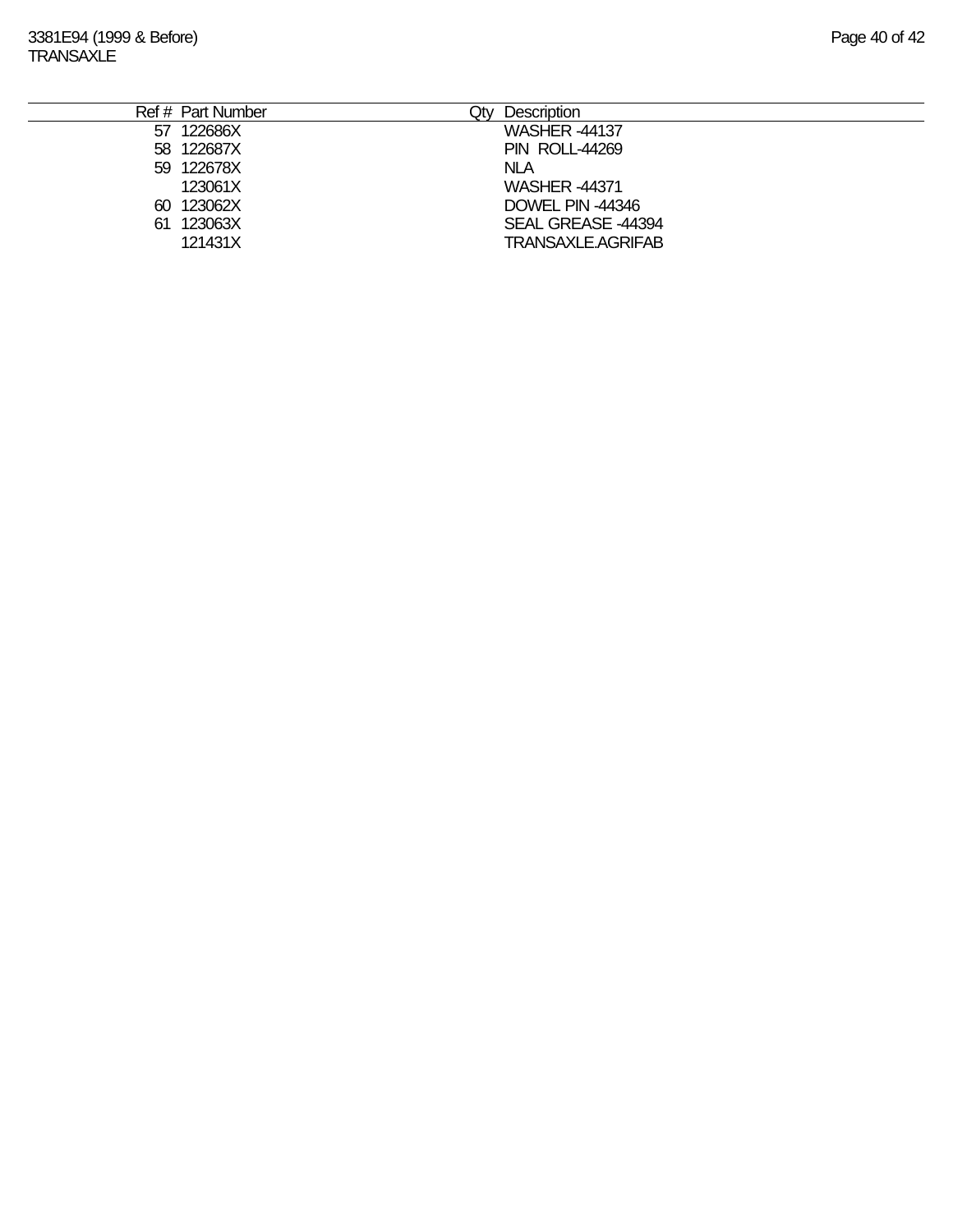| Ref # | Part Number | Qty | Description |
|---|---|---|---|
| 57 | 122686X | | WASHER -44137 |
| 58 | 122687X | | PIN ROLL-44269 |
| 59 | 122678X | | NLA |
| | 123061X | | WASHER -44371 |
| 60 | 123062X | | DOWEL PIN -44346 |
| 61 | 123063X | | SEAL GREASE -44394 |
| | 121431X | | TRANSAXLE.AGRIFAB |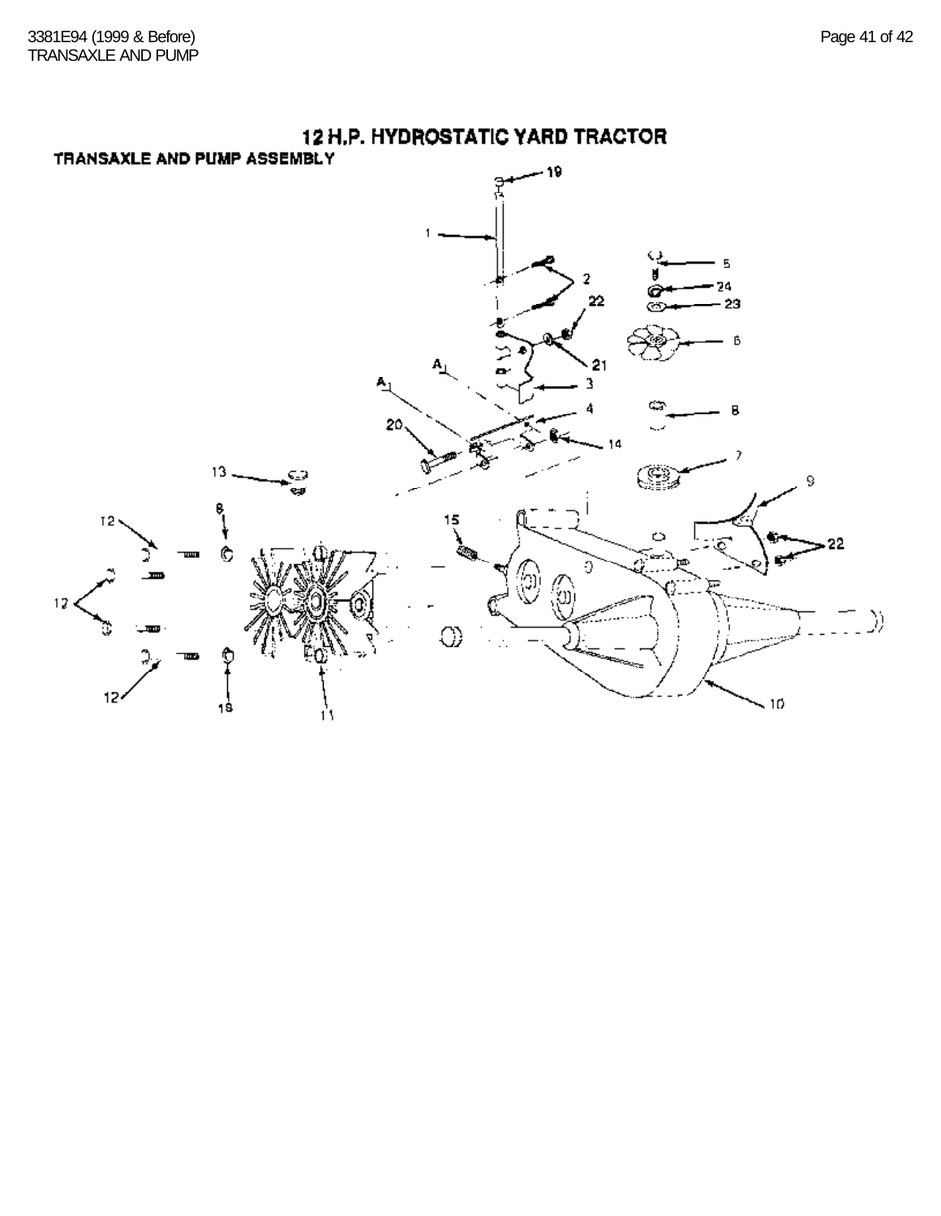# 12 H.P. HYDROSTATIC YARD TRACTOR

## TRANSAXLE AND PUMP ASSEMBLY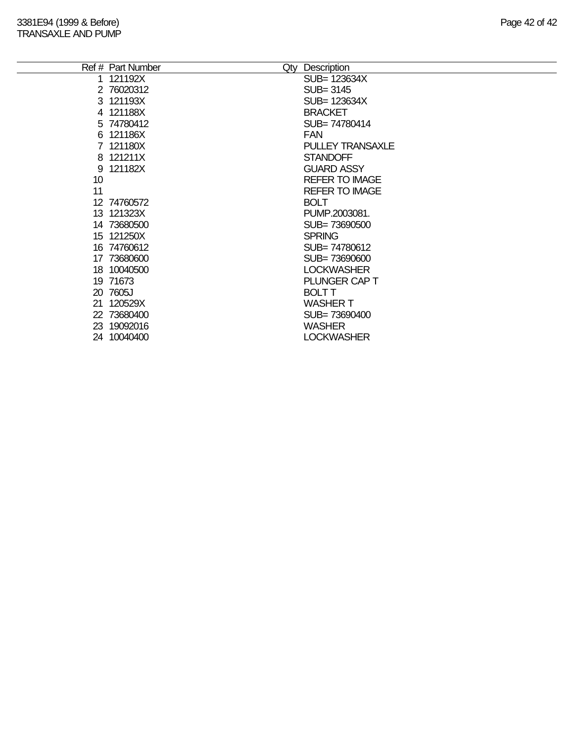3381E94 (1999 & Before)
TRANSAXLE AND PUMP

| Ref # | Part Number | Qty | Description |
|---|---|---|---|
| 1 | 121192X | | SUB= 123634X |
| 2 | 76020312 | | SUB= 3145 |
| 3 | 121193X | | SUB= 123634X |
| 4 | 121188X | | BRACKET |
| 5 | 74780412 | | SUB= 74780414 |
| 6 | 121186X | | FAN |
| 7 | 121180X | | PULLEY TRANSAXLE |
| 8 | 121211X | | STANDOFF |
| 9 | 121182X | | GUARD ASSY |
| 10 | | | REFER TO IMAGE |
| 11 | | | REFER TO IMAGE |
| 12 | 74760572 | | BOLT |
| 13 | 121323X | | PUMP.2003081. |
| 14 | 73680500 | | SUB= 73690500 |
| 15 | 121250X | | SPRING |
| 16 | 74760612 | | SUB= 74780612 |
| 17 | 73680600 | | SUB= 73690600 |
| 18 | 10040500 | | LOCKWASHER |
| 19 | 71673 | | PLUNGER CAP T |
| 20 | 7605J | | BOLT T |
| 21 | 120529X | | WASHER T |
| 22 | 73680400 | | SUB= 73690400 |
| 23 | 19092016 | | WASHER |
| 24 | 10040400 | | LOCKWASHER |